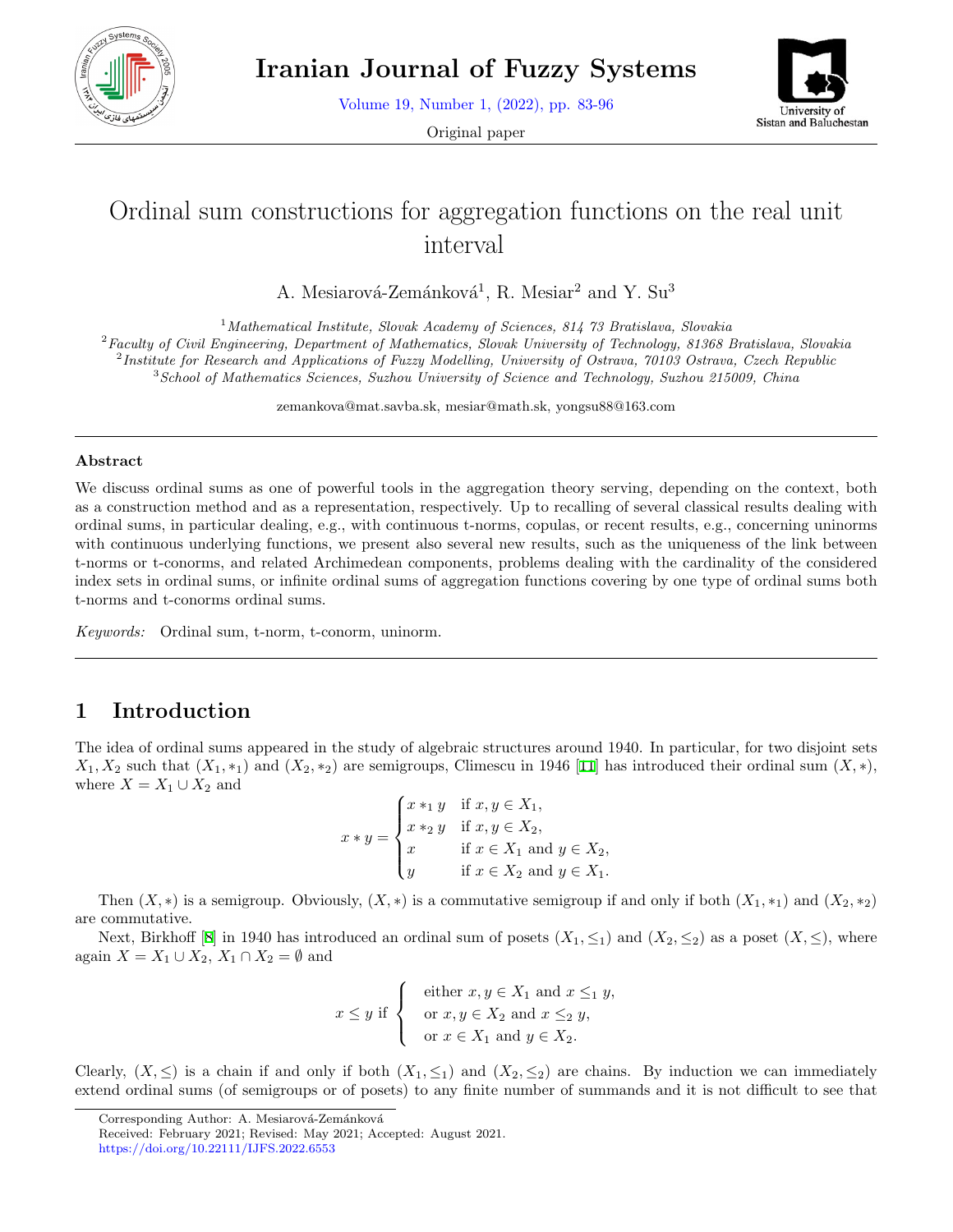# Ordinal sum constructions for aggregation functions on the real unit interval

A. Mesiarová-Zemánková[1], R. Mesiar[2] and Y. Su[3]

[1]*Mathematical Institute, Slovak Academy of Sciences, 814 73 Bratislava, Slovakia*
[2]*Faculty of Civil Engineering, Department of Mathematics, Slovak University of Technology, 81368 Bratislava, Slovakia*
[2]*Institute for Research and Applications of Fuzzy Modelling, University of Ostrava, 70103 Ostrava, Czech Republic*
[3]*School of Mathematics Sciences, Suzhou University of Science and Technology, Suzhou 215009, China*

zemankova@mat.savba.sk, mesiar@math.sk, yongsu88@163.com

### Abstract

We discuss ordinal sums as one of powerful tools in the aggregation theory serving, depending on the context, both as a construction method and as a representation, respectively. Up to recalling of several classical results dealing with ordinal sums, in particular dealing, e.g., with continuous t-norms, copulas, or recent results, e.g., concerning uninorms with continuous underlying functions, we present also several new results, such as the uniqueness of the link between t-norms or t-conorms, and related Archimedean components, problems dealing with the cardinality of the considered index sets in ordinal sums, or infinite ordinal sums of aggregation functions covering by one type of ordinal sums both t-norms and t-conorms ordinal sums.

*Keywords:* Ordinal sum, t-norm, t-conorm, uninorm.

## 1 Introduction

The idea of ordinal sums appeared in the study of algebraic structures around 1940. In particular, for two disjoint sets $X_1, X_2$ such that $(X_1, *_1)$ and $(X_2, *_2)$ are semigroups, Climescu in 1946 [11] has introduced their ordinal sum $(X, *)$, where $X = X_1 \cup X_2$ and

$$x * y = \begin{cases} x *_1 y & \text{if } x, y \in X_1, \\ x *_2 y & \text{if } x, y \in X_2, \\ x & \text{if } x \in X_1 \text{ and } y \in X_2, \\ y & \text{if } x \in X_2 \text{ and } y \in X_1. \end{cases}$$

Then $(X, *)$ is a semigroup. Obviously, $(X, *)$ is a commutative semigroup if and only if both $(X_1, *_1)$ and $(X_2, *_2)$ are commutative.

Next, Birkhoff [8] in 1940 has introduced an ordinal sum of posets $(X_1, \leq_1)$ and $(X_2, \leq_2)$ as a poset $(X, \leq)$, where again $X = X_1 \cup X_2$, $X_1 \cap X_2 = \emptyset$ and

$$x \leq y \text{ if } \left\{ \begin{array}{l} \text{either } x, y \in X_1 \text{ and } x \leq_1 y, \\ \text{or } x, y \in X_2 \text{ and } x \leq_2 y, \\ \text{or } x \in X_1 \text{ and } y \in X_2. \end{array} \right.$$

Clearly, $(X, \leq)$ is a chain if and only if both $(X_1, \leq_1)$ and $(X_2, \leq_2)$ are chains. By induction we can immediately extend ordinal sums (of semigroups or of posets) to any finite number of summands and it is not difficult to see that

Corresponding Author: A. Mesiarová-Zemánková
Received: February 2021; Revised: May 2021; Accepted: August 2021.
https://doi.org/10.22111/IJFS.2022.6553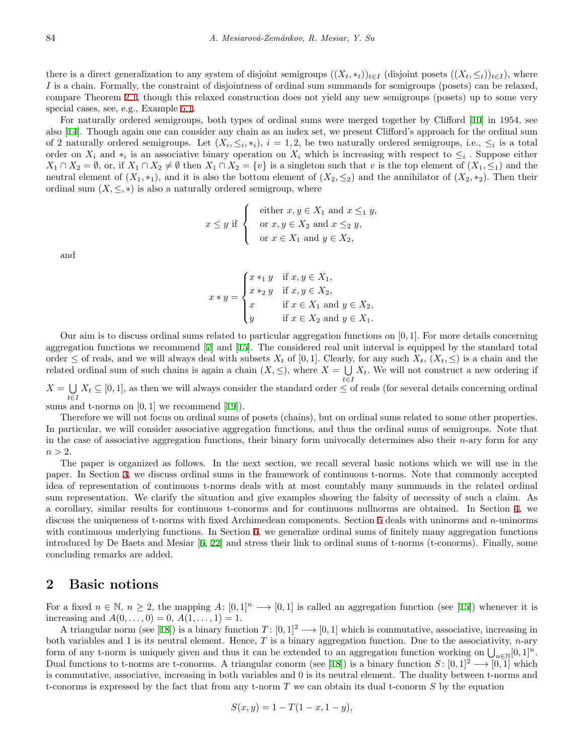there is a direct generalization to any system of disjoint semigroups $((X_t, *_t))_{t\in I}$ (disjoint posets $((X_t, \leq_t))_{t\in I}$), where $I$ is a chain. Formally, the constraint of disjointness of ordinal sum summands for semigroups (posets) can be relaxed, compare Theorem 2.1, though this relaxed construction does not yield any new semigroups (posets) up to some very special cases, see, e.g., Example 5.1.

For naturally ordered semigroups, both types of ordinal sums were merged together by Clifford [10] in 1954, see also [14]. Though again one can consider any chain as an index set, we present Clifford's approach for the ordinal sum of 2 naturally ordered semigroups. Let $(X_i, \leq_i, *_i)$, $i = 1, 2$, be two naturally ordered semigroups, i.e., $\leq_i$ is a total order on $X_i$ and $*_i$ is an associative binary operation on $X_i$ which is increasing with respect to $\leq_i$. Suppose either $X_1 \cap X_2 = \emptyset$, or, if $X_1 \cap X_2 \neq \emptyset$ then $X_1 \cap X_2 = \{v\}$ is a singleton such that $v$ is the top element of $(X_1, \leq_1)$ and the neutral element of $(X_1, *_1)$, and it is also the bottom element of $(X_2, \leq_2)$ and the annihilator of $(X_2, *_2)$. Then their ordinal sum $(X, \leq, *)$ is also a naturally ordered semigroup, where

$$
x \leq y \text{ if } \begin{cases} \text{either } x, y \in X_1 \text{ and } x \leq_1 y, \\ \text{or } x, y \in X_2 \text{ and } x \leq_2 y, \\ \text{or } x \in X_1 \text{ and } y \in X_2, \end{cases}
$$

and

$$
x * y = \begin{cases} x *_1 y & \text{if } x, y \in X_1, \\ x *_2 y & \text{if } x, y \in X_2, \\ x & \text{if } x \in X_1 \text{ and } y \in X_2, \\ y & \text{if } x \in X_2 \text{ and } y \in X_1. \end{cases}
$$

Our aim is to discuss ordinal sums related to particular aggregation functions on $[0, 1]$. For more details concerning aggregation functions we recommend [7] and [15]. The considered real unit interval is equipped by the standard total order $\leq$ of reals, and we will always deal with subsets $X_t$ of $[0, 1]$. Clearly, for any such $X_t$, $(X_t, \leq)$ is a chain and the related ordinal sum of such chains is again a chain $(X, \leq)$, where $X = \bigcup_{t\in I} X_t$. We will not construct a new ordering if $X = \bigcup_{t\in I} X_t \subseteq [0, 1]$, as then we will always consider the standard order $\leq$ of reals (for several details concerning ordinal sums and t-norms on $[0, 1]$ we recommend [19]).

Therefore we will not focus on ordinal sums of posets (chains), but on ordinal sums related to some other properties. In particular, we will consider associative aggregation functions, and thus the ordinal sums of semigroups. Note that in the case of associative aggregation functions, their binary form univocally determines also their $n$-ary form for any $n > 2$.

The paper is organized as follows. In the next section, we recall several basic notions which we will use in the paper. In Section 3, we discuss ordinal sums in the framework of continuous t-norms. Note that commonly accepted idea of representation of continuous t-norms deals with at most countably many summands in the related ordinal sum representation. We clarify the situation and give examples showing the falsity of necessity of such a claim. As a corollary, similar results for continuous t-conorms and for continuous nullnorms are obtained. In Section 4, we discuss the uniqueness of t-norms with fixed Archimedean components. Section 5 deals with uninorms and $n$-uninorms with continuous underlying functions. In Section 6, we generalize ordinal sums of finitely many aggregation functions introduced by De Baets and Mesiar [6, 22] and stress their link to ordinal sums of t-norms (t-conorms). Finally, some concluding remarks are added.

## 2 Basic notions

For a fixed $n \in \mathbb{N}$, $n \geq 2$, the mapping $A \colon [0, 1]^n \longrightarrow [0, 1]$ is called an aggregation function (see [15]) whenever it is increasing and $A(0, \ldots, 0) = 0$, $A(1, \ldots, 1) = 1$.

A triangular norm (see [18]) is a binary function $T \colon [0, 1]^2 \longrightarrow [0, 1]$ which is commutative, associative, increasing in both variables and 1 is its neutral element. Hence, $T$ is a binary aggregation function. Due to the associativity, $n$-ary form of any t-norm is uniquely given and thus it can be extended to an aggregation function working on $\bigcup_{n\in\mathbb{N}} [0, 1]^n$. Dual functions to t-norms are t-conorms. A triangular conorm (see [18]) is a binary function $S \colon [0, 1]^2 \longrightarrow [0, 1]$ which is commutative, associative, increasing in both variables and 0 is its neutral element. The duality between t-norms and t-conorms is expressed by the fact that from any t-norm $T$ we can obtain its dual t-conorm $S$ by the equation

$$
S(x, y) = 1 - T(1 - x, 1 - y),
$$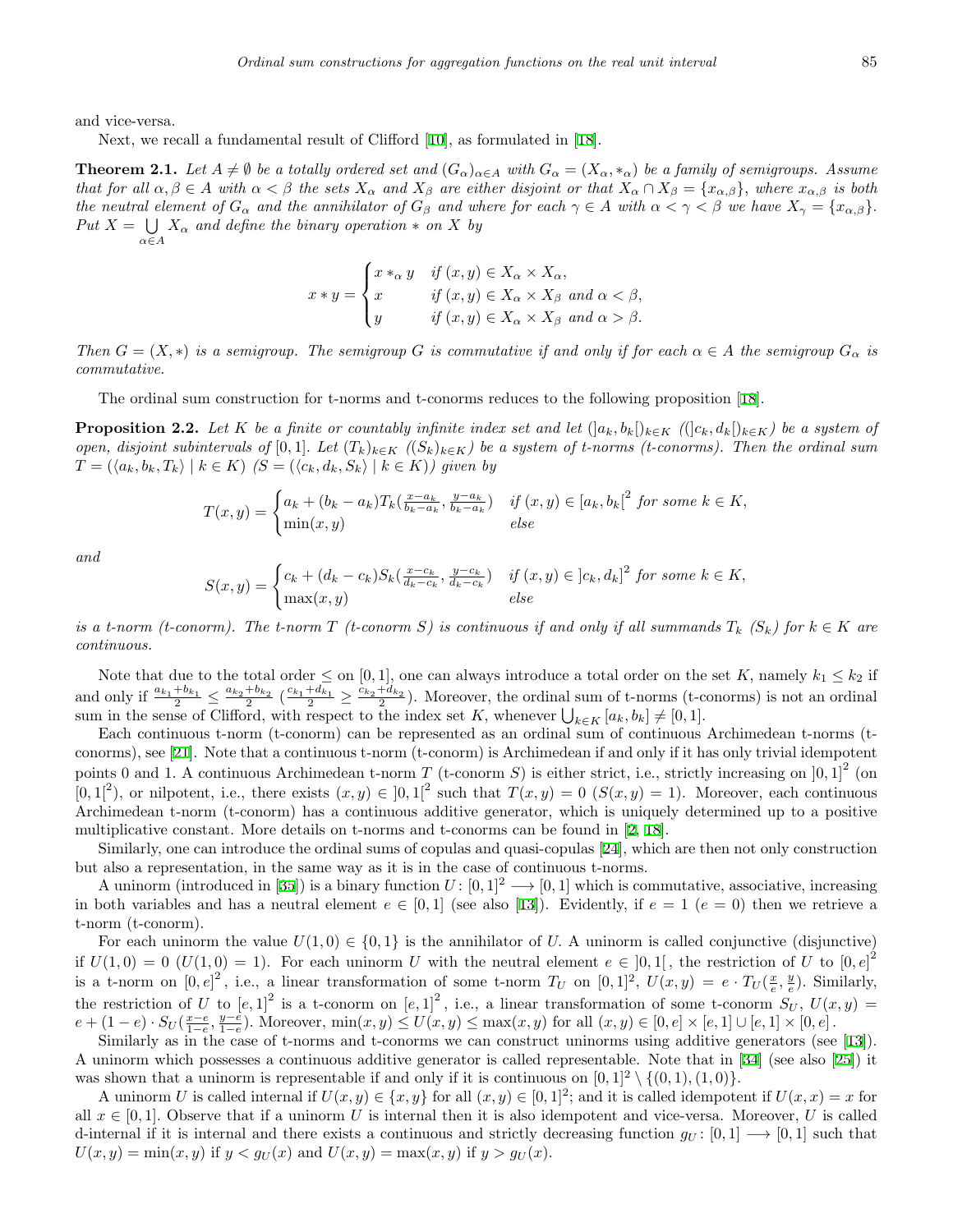and vice-versa.

Next, we recall a fundamental result of Clifford [10], as formulated in [18].

**Theorem 2.1.** *Let $A \neq \emptyset$ be a totally ordered set and $(G_\alpha)_{\alpha\in A}$ with $G_\alpha = (X_\alpha, *_\alpha)$ be a family of semigroups. Assume that for all $\alpha, \beta \in A$ with $\alpha < \beta$ the sets $X_\alpha$ and $X_\beta$ are either disjoint or that $X_\alpha \cap X_\beta = \{x_{\alpha,\beta}\}$, where $x_{\alpha,\beta}$ is both the neutral element of $G_\alpha$ and the annihilator of $G_\beta$ and where for each $\gamma \in A$ with $\alpha < \gamma < \beta$ we have $X_\gamma = \{x_{\alpha,\beta}\}$. Put $X = \bigcup_{\alpha\in A} X_\alpha$ and define the binary operation $*$ on $X$ by*

$$
x * y = \begin{cases} x *_\alpha y & \text{if } (x, y) \in X_\alpha \times X_\alpha, \\ x & \text{if } (x, y) \in X_\alpha \times X_\beta \text{ and } \alpha < \beta, \\ y & \text{if } (x, y) \in X_\alpha \times X_\beta \text{ and } \alpha > \beta. \end{cases}
$$

*Then $G = (X, *)$ is a semigroup. The semigroup $G$ is commutative if and only if for each $\alpha \in A$ the semigroup $G_\alpha$ is commutative.*

The ordinal sum construction for t-norms and t-conorms reduces to the following proposition [18].

**Proposition 2.2.** *Let $K$ be a finite or countably infinite index set and let $(]a_k, b_k[)_{k\in K}$ ($(]c_k, d_k[)_{k\in K}$) be a system of open, disjoint subintervals of $[0, 1]$. Let $(T_k)_{k\in K}$ ($(S_k)_{k\in K}$) be a system of t-norms (t-conorms). Then the ordinal sum $T = (\langle a_k, b_k, T_k\rangle \mid k \in K)$ ($S = (\langle c_k, d_k, S_k\rangle \mid k \in K)$) given by*

$$
T(x, y) = \begin{cases} a_k + (b_k - a_k)T_k(\frac{x-a_k}{b_k-a_k}, \frac{y-a_k}{b_k-a_k}) & \text{if } (x, y) \in [a_k, b_k[^2 \text{ for some } k \in K, \\ \min(x, y) & \text{else} \end{cases}
$$

*and*

$$
S(x, y) = \begin{cases} c_k + (d_k - c_k)S_k(\frac{x-c_k}{d_k-c_k}, \frac{y-c_k}{d_k-c_k}) & \text{if } (x, y) \in ]c_k, d_k]^2 \text{ for some } k \in K, \\ \max(x, y) & \text{else} \end{cases}
$$

*is a t-norm (t-conorm). The t-norm $T$ (t-conorm $S$) is continuous if and only if all summands $T_k$ ($S_k$) for $k \in K$ are continuous.*

Note that due to the total order $\leq$ on $[0, 1]$, one can always introduce a total order on the set $K$, namely $k_1 \leq k_2$ if and only if $\frac{a_{k_1}+b_{k_1}}{2} \leq \frac{a_{k_2}+b_{k_2}}{2}$ ($\frac{c_{k_1}+d_{k_1}}{2} \geq \frac{c_{k_2}+d_{k_2}}{2}$). Moreover, the ordinal sum of t-norms (t-conorms) is not an ordinal sum in the sense of Clifford, with respect to the index set $K$, whenever $\bigcup_{k\in K}[a_k, b_k] \neq [0, 1]$.

Each continuous t-norm (t-conorm) can be represented as an ordinal sum of continuous Archimedean t-norms (t-conorms), see [21]. Note that a continuous t-norm (t-conorm) is Archimedean if and only if it has only trivial idempotent points 0 and 1. A continuous Archimedean t-norm $T$ (t-conorm $S$) is either strict, i.e., strictly increasing on $]0, 1]^2$ (on $[0, 1[^2$), or nilpotent, i.e., there exists $(x, y) \in ]0, 1[^2$ such that $T(x, y) = 0$ ($S(x, y) = 1$). Moreover, each continuous Archimedean t-norm (t-conorm) has a continuous additive generator, which is uniquely determined up to a positive multiplicative constant. More details on t-norms and t-conorms can be found in [2, 18].

Similarly, one can introduce the ordinal sums of copulas and quasi-copulas [24], which are then not only construction but also a representation, in the same way as it is in the case of continuous t-norms.

A uninorm (introduced in [35]) is a binary function $U : [0, 1]^2 \longrightarrow [0, 1]$ which is commutative, associative, increasing in both variables and has a neutral element $e \in [0, 1]$ (see also [13]). Evidently, if $e = 1$ ($e = 0$) then we retrieve a t-norm (t-conorm).

For each uninorm the value $U(1, 0) \in \{0, 1\}$ is the annihilator of $U$. A uninorm is called conjunctive (disjunctive) if $U(1, 0) = 0$ ($U(1, 0) = 1$). For each uninorm $U$ with the neutral element $e \in ]0, 1[$, the restriction of $U$ to $[0, e]^2$ is a t-norm on $[0, e]^2$, i.e., a linear transformation of some t-norm $T_U$ on $[0, 1]^2$, $U(x, y) = e \cdot T_U(\frac{x}{e}, \frac{y}{e})$. Similarly, the restriction of $U$ to $[e, 1]^2$ is a t-conorm on $[e, 1]^2$, i.e., a linear transformation of some t-conorm $S_U$, $U(x, y) = e + (1 - e) \cdot S_U(\frac{x-e}{1-e}, \frac{y-e}{1-e})$. Moreover, $\min(x, y) \leq U(x, y) \leq \max(x, y)$ for all $(x, y) \in [0, e] \times [e, 1] \cup [e, 1] \times [0, e]$.

Similarly as in the case of t-norms and t-conorms we can construct uninorms using additive generators (see [13]). A uninorm which possesses a continuous additive generator is called representable. Note that in [34] (see also [25]) it was shown that a uninorm is representable if and only if it is continuous on $[0, 1]^2 \setminus \{(0, 1), (1, 0)\}$.

A uninorm $U$ is called internal if $U(x, y) \in \{x, y\}$ for all $(x, y) \in [0, 1]^2$; and it is called idempotent if $U(x, x) = x$ for all $x \in [0, 1]$. Observe that if a uninorm $U$ is internal then it is also idempotent and vice-versa. Moreover, $U$ is called d-internal if it is internal and there exists a continuous and strictly decreasing function $g_U : [0, 1] \longrightarrow [0, 1]$ such that $U(x, y) = \min(x, y)$ if $y < g_U(x)$ and $U(x, y) = \max(x, y)$ if $y > g_U(x)$.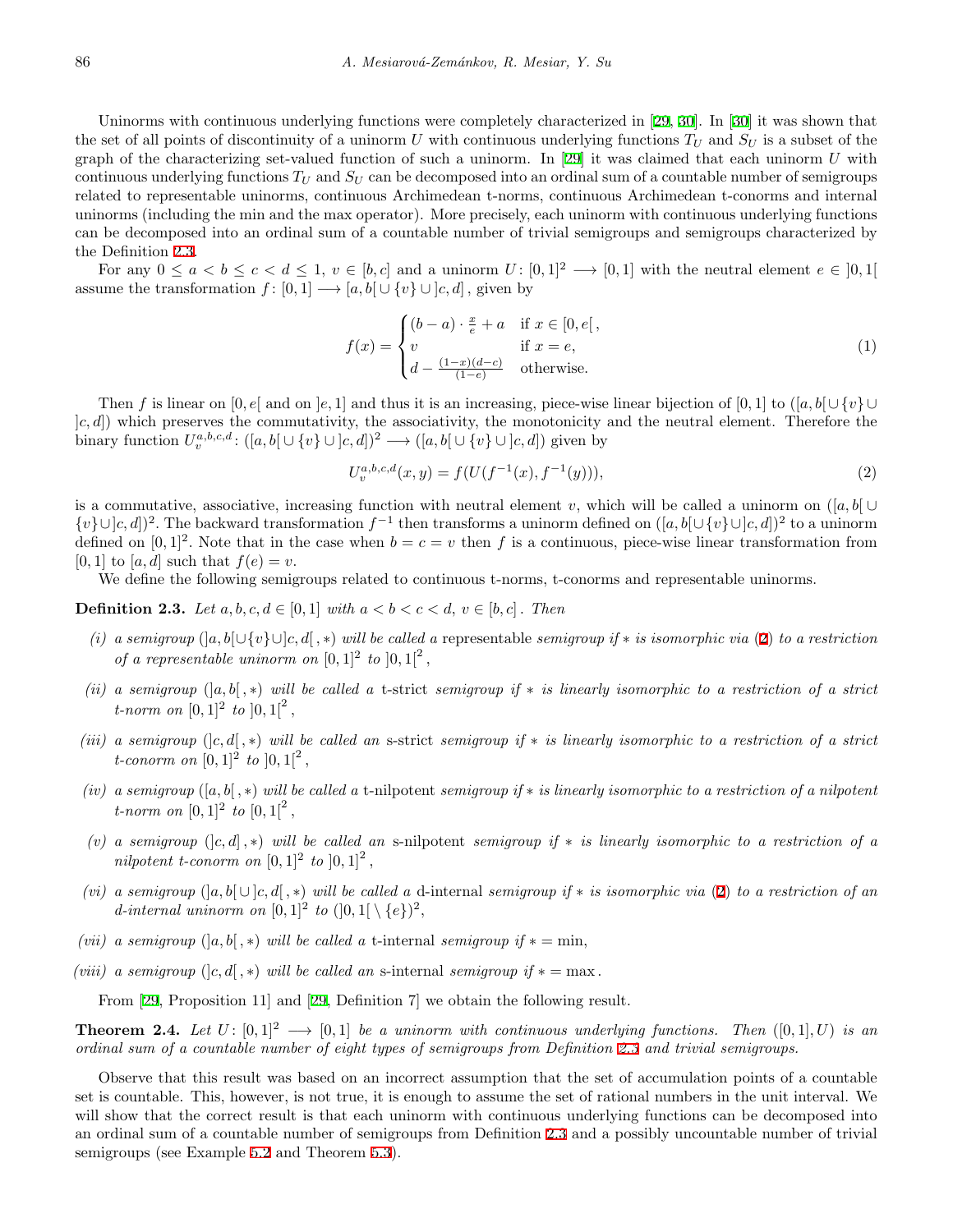Uninorms with continuous underlying functions were completely characterized in [29, 30]. In [30] it was shown that the set of all points of discontinuity of a uninorm $U$ with continuous underlying functions $T_U$ and $S_U$ is a subset of the graph of the characterizing set-valued function of such a uninorm. In [29] it was claimed that each uninorm $U$ with continuous underlying functions $T_U$ and $S_U$ can be decomposed into an ordinal sum of a countable number of semigroups related to representable uninorms, continuous Archimedean t-norms, continuous Archimedean t-conorms and internal uninorms (including the min and the max operator). More precisely, each uninorm with continuous underlying functions can be decomposed into an ordinal sum of a countable number of trivial semigroups and semigroups characterized by the Definition 2.3.

For any $0 \le a < b \le c < d \le 1$, $v \in [b, c]$ and a uninorm $U\colon [0,1]^2 \longrightarrow [0,1]$ with the neutral element $e \in ]0,1[$ assume the transformation $f\colon [0,1] \longrightarrow [a, b[ \cup \{v\} \cup ]c, d]$, given by

$$f(x) = \begin{cases} (b-a) \cdot \frac{x}{e} + a & \text{if } x \in [0, e[\,, \\ v & \text{if } x = e, \\ d - \frac{(1-x)(d-c)}{(1-e)} & \text{otherwise.} \end{cases} \tag{1}$$

Then $f$ is linear on $[0, e[$ and on $]e, 1]$ and thus it is an increasing, piece-wise linear bijection of $[0,1]$ to $([a, b[ \cup \{v\} \cup ]c, d])$ which preserves the commutativity, the associativity, the monotonicity and the neutral element. Therefore the binary function $U_v^{a,b,c,d}\colon ([a, b[ \cup \{v\} \cup ]c, d])^2 \longrightarrow ([a, b[ \cup \{v\} \cup ]c, d])$ given by

$$U_v^{a,b,c,d}(x, y) = f(U(f^{-1}(x), f^{-1}(y))), \tag{2}$$

is a commutative, associative, increasing function with neutral element $v$, which will be called a uninorm on $([a, b[ \cup \{v\} \cup ]c, d])^2$. The backward transformation $f^{-1}$ then transforms a uninorm defined on $([a, b[ \cup \{v\} \cup ]c, d])^2$ to a uninorm defined on $[0,1]^2$. Note that in the case when $b = c = v$ then $f$ is a continuous, piece-wise linear transformation from $[0,1]$ to $[a, d]$ such that $f(e) = v$.

We define the following semigroups related to continuous t-norms, t-conorms and representable uninorms.

**Definition 2.3.** *Let $a, b, c, d \in [0,1]$ with $a < b < c < d$, $v \in [b, c]$. Then*

*(i) a semigroup $(]a, b[ \cup \{v\} \cup ]c, d[\,, *)$ will be called a* representable *semigroup if $*$ is isomorphic via (2) to a restriction of a representable uninorm on $[0,1]^2$ to $]0,1[^2$,*

*(ii) a semigroup $(]a, b[\,, *)$ will be called a* t-strict *semigroup if $*$ is linearly isomorphic to a restriction of a strict t-norm on $[0,1]^2$ to $]0,1[^2$,*

*(iii) a semigroup $(]c, d[\,, *)$ will be called an* s-strict *semigroup if $*$ is linearly isomorphic to a restriction of a strict t-conorm on $[0,1]^2$ to $]0,1[^2$,*

*(iv) a semigroup $([a, b[\,, *)$ will be called a* t-nilpotent *semigroup if $*$ is linearly isomorphic to a restriction of a nilpotent t-norm on $[0,1]^2$ to $[0,1[^2$,*

*(v) a semigroup $(]c, d]\,, *)$ will be called an* s-nilpotent *semigroup if $*$ is linearly isomorphic to a restriction of a nilpotent t-conorm on $[0,1]^2$ to $]0,1]^2$,*

*(vi) a semigroup $(]a, b[ \cup ]c, d[\,, *)$ will be called a* d-internal *semigroup if $*$ is isomorphic via (2) to a restriction of an d-internal uninorm on $[0,1]^2$ to $(]0,1[ \setminus \{e\})^2$,*

*(vii) a semigroup $(]a, b[\,, *)$ will be called a* t-internal *semigroup if $* = \min$,*

*(viii) a semigroup $(]c, d[\,, *)$ will be called an* s-internal *semigroup if $* = \max$.*

From [29, Proposition 11] and [29, Definition 7] we obtain the following result.

**Theorem 2.4.** *Let $U\colon [0,1]^2 \longrightarrow [0,1]$ be a uninorm with continuous underlying functions. Then $([0,1], U)$ is an ordinal sum of a countable number of eight types of semigroups from Definition 2.3 and trivial semigroups.*

Observe that this result was based on an incorrect assumption that the set of accumulation points of a countable set is countable. This, however, is not true, it is enough to assume the set of rational numbers in the unit interval. We will show that the correct result is that each uninorm with continuous underlying functions can be decomposed into an ordinal sum of a countable number of semigroups from Definition 2.3 and a possibly uncountable number of trivial semigroups (see Example 5.2 and Theorem 5.3).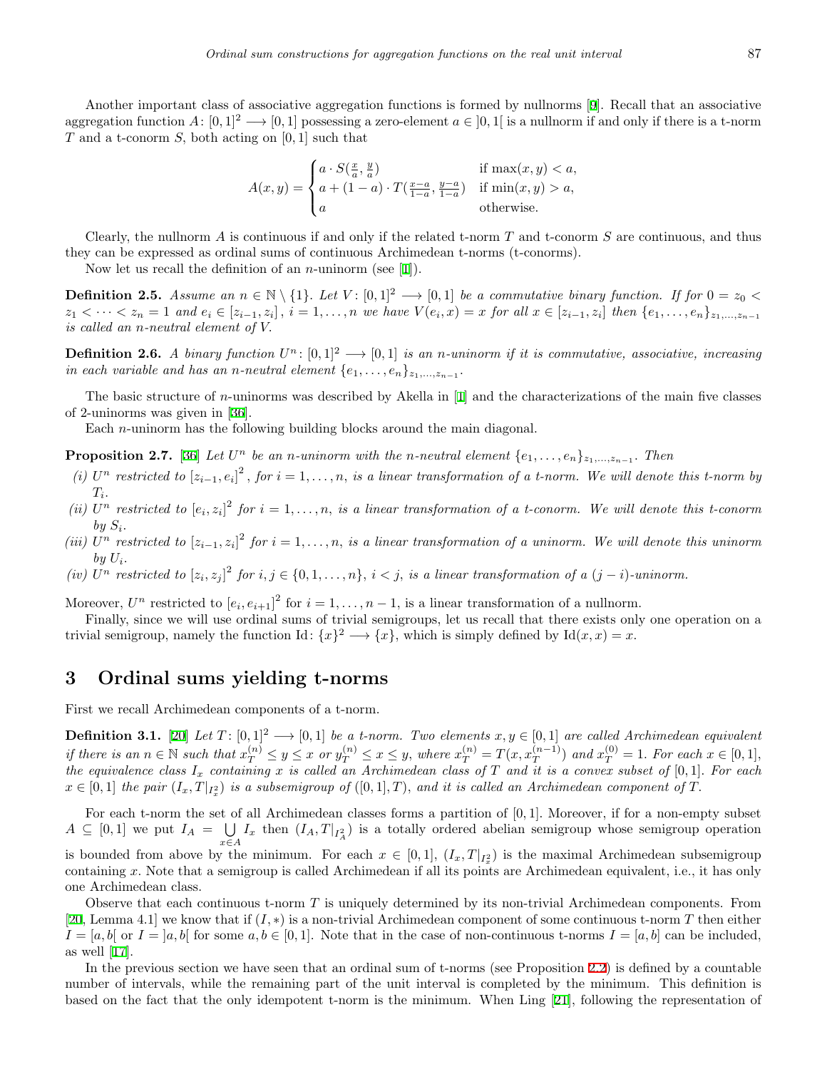Another important class of associative aggregation functions is formed by nullnorms [9]. Recall that an associative aggregation function $A\colon [0,1]^2 \longrightarrow [0,1]$ possessing a zero-element $a \in ]0,1[$ is a nullnorm if and only if there is a t-norm $T$ and a t-conorm $S$, both acting on $[0,1]$ such that

$$A(x,y) = \begin{cases} a \cdot S(\frac{x}{a}, \frac{y}{a}) & \text{if } \max(x,y) < a, \\ a + (1-a) \cdot T(\frac{x-a}{1-a}, \frac{y-a}{1-a}) & \text{if } \min(x,y) > a, \\ a & \text{otherwise.} \end{cases}$$

Clearly, the nullnorm $A$ is continuous if and only if the related t-norm $T$ and t-conorm $S$ are continuous, and thus they can be expressed as ordinal sums of continuous Archimedean t-norms (t-conorms).

Now let us recall the definition of an $n$-uninorm (see [1]).

**Definition 2.5.** *Assume an $n \in \mathbb{N} \setminus \{1\}$. Let $V\colon [0,1]^2 \longrightarrow [0,1]$ be a commutative binary function. If for $0 = z_0 < z_1 < \cdots < z_n = 1$ and $e_i \in [z_{i-1}, z_i]$, $i = 1, \ldots, n$ we have $V(e_i, x) = x$ for all $x \in [z_{i-1}, z_i]$ then $\{e_1, \ldots, e_n\}_{z_1,\ldots,z_{n-1}}$ is called an $n$-neutral element of $V$.*

**Definition 2.6.** *A binary function $U^n\colon [0,1]^2 \longrightarrow [0,1]$ is an $n$-uninorm if it is commutative, associative, increasing in each variable and has an $n$-neutral element $\{e_1, \ldots, e_n\}_{z_1,\ldots,z_{n-1}}$.*

The basic structure of $n$-uninorms was described by Akella in [1] and the characterizations of the main five classes of 2-uninorms was given in [36].

Each $n$-uninorm has the following building blocks around the main diagonal.

**Proposition 2.7.** [36] *Let $U^n$ be an $n$-uninorm with the $n$-neutral element $\{e_1, \ldots, e_n\}_{z_1,\ldots,z_{n-1}}$. Then*

*(i) $U^n$ restricted to $[z_{i-1}, e_i]^2$, for $i = 1, \ldots, n$, is a linear transformation of a t-norm. We will denote this t-norm by $T_i$.*

*(ii) $U^n$ restricted to $[e_i, z_i]^2$ for $i = 1, \ldots, n$, is a linear transformation of a t-conorm. We will denote this t-conorm by $S_i$.*

*(iii) $U^n$ restricted to $[z_{i-1}, z_i]^2$ for $i = 1, \ldots, n$, is a linear transformation of a uninorm. We will denote this uninorm by $U_i$.*

*(iv) $U^n$ restricted to $[z_i, z_j]^2$ for $i, j \in \{0, 1, \ldots, n\}$, $i < j$, is a linear transformation of a $(j-i)$-uninorm.*

Moreover, $U^n$ restricted to $[e_i, e_{i+1}]^2$ for $i = 1, \ldots, n-1$, is a linear transformation of a nullnorm.

Finally, since we will use ordinal sums of trivial semigroups, let us recall that there exists only one operation on a trivial semigroup, namely the function $\mathrm{Id}\colon \{x\}^2 \longrightarrow \{x\}$, which is simply defined by $\mathrm{Id}(x,x) = x$.

# 3 Ordinal sums yielding t-norms

First we recall Archimedean components of a t-norm.

**Definition 3.1.** [20] *Let $T\colon [0,1]^2 \longrightarrow [0,1]$ be a t-norm. Two elements $x, y \in [0,1]$ are called Archimedean equivalent if there is an $n \in \mathbb{N}$ such that $x_T^{(n)} \leq y \leq x$ or $y_T^{(n)} \leq x \leq y$, where $x_T^{(n)} = T(x, x_T^{(n-1)})$ and $x_T^{(0)} = 1$. For each $x \in [0,1]$, the equivalence class $I_x$ containing $x$ is called an Archimedean class of $T$ and it is a convex subset of $[0,1]$. For each $x \in [0,1]$ the pair $(I_x, T|_{I_x^2})$ is a subsemigroup of $([0,1], T)$, and it is called an Archimedean component of $T$.*

For each t-norm the set of all Archimedean classes forms a partition of $[0,1]$. Moreover, if for a non-empty subset $A \subseteq [0,1]$ we put $I_A = \bigcup\limits_{x \in A} I_x$ then $(I_A, T|_{I_A^2})$ is a totally ordered abelian semigroup whose semigroup operation is bounded from above by the minimum. For each $x \in [0,1]$, $(I_x, T|_{I_x^2})$ is the maximal Archimedean subsemigroup containing $x$. Note that a semigroup is called Archimedean if all its points are Archimedean equivalent, i.e., it has only one Archimedean class.

Observe that each continuous t-norm $T$ is uniquely determined by its non-trivial Archimedean components. From [20, Lemma 4.1] we know that if $(I, *)$ is a non-trivial Archimedean component of some continuous t-norm $T$ then either $I = [a, b[$ or $I = ]a, b[$ for some $a, b \in [0,1]$. Note that in the case of non-continuous t-norms $I = [a, b]$ can be included, as well [17].

In the previous section we have seen that an ordinal sum of t-norms (see Proposition 2.2) is defined by a countable number of intervals, while the remaining part of the unit interval is completed by the minimum. This definition is based on the fact that the only idempotent t-norm is the minimum. When Ling [21], following the representation of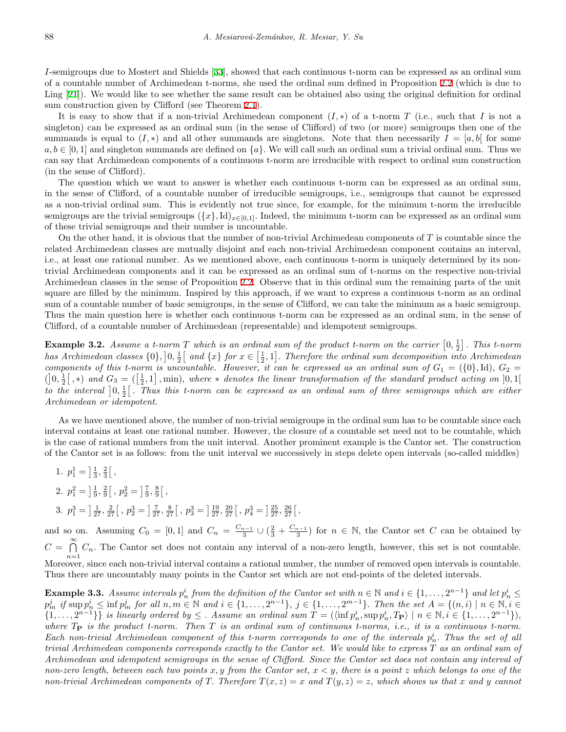$I$-semigroups due to Mostert and Shields [33], showed that each continuous t-norm can be expressed as an ordinal sum of a countable number of Archimedean t-norms, she used the ordinal sum defined in Proposition 2.2 (which is due to Ling [21]). We would like to see whether the same result can be obtained also using the original definition for ordinal sum construction given by Clifford (see Theorem 2.1).

It is easy to show that if a non-trivial Archimedean component $(I, *)$ of a t-norm $T$ (i.e., such that $I$ is not a singleton) can be expressed as an ordinal sum (in the sense of Clifford) of two (or more) semigroups then one of the summands is equal to $(I, *)$ and all other summands are singletons. Note that then necessarily $I = [a, b[$ for some $a, b \in [0, 1]$ and singleton summands are defined on $\{a\}$. We will call such an ordinal sum a trivial ordinal sum. Thus we can say that Archimedean components of a continuous t-norm are irreducible with respect to ordinal sum construction (in the sense of Clifford).

The question which we want to answer is whether each continuous t-norm can be expressed as an ordinal sum, in the sense of Clifford, of a countable number of irreducible semigroups, i.e., semigroups that cannot be expressed as a non-trivial ordinal sum. This is evidently not true since, for example, for the minimum t-norm the irreducible semigroups are the trivial semigroups $(\{x\}, \mathrm{Id})_{x \in [0,1]}$. Indeed, the minimum t-norm can be expressed as an ordinal sum of these trivial semigroups and their number is uncountable.

On the other hand, it is obvious that the number of non-trivial Archimedean components of $T$ is countable since the related Archimedean classes are mutually disjoint and each non-trivial Archimedean component contains an interval, i.e., at least one rational number. As we mentioned above, each continuous t-norm is uniquely determined by its non-trivial Archimedean components and it can be expressed as an ordinal sum of t-norms on the respective non-trivial Archimedean classes in the sense of Proposition 2.2. Observe that in this ordinal sum the remaining parts of the unit square are filled by the minimum. Inspired by this approach, if we want to express a continuous t-norm as an ordinal sum of a countable number of basic semigroups, in the sense of Clifford, we can take the minimum as a basic semigroup. Thus the main question here is whether each continuous t-norm can be expressed as an ordinal sum, in the sense of Clifford, of a countable number of Archimedean (representable) and idempotent semigroups.

**Example 3.2.** *Assume a t-norm $T$ which is an ordinal sum of the product t-norm on the carrier $\left[0, \frac{1}{2}\right]$. This t-norm has Archimedean classes $\{0\}, \left]0, \frac{1}{2}\right[$ and $\{x\}$ for $x \in \left[\frac{1}{2}, 1\right]$. Therefore the ordinal sum decomposition into Archimedean components of this t-norm is uncountable. However, it can be expressed as an ordinal sum of $G_1 = (\{0\}, \mathrm{Id})$, $G_2 = (\left]0, \frac{1}{2}\right[, *)$ and $G_3 = (\left[\frac{1}{2}, 1\right], \min)$, where $*$ denotes the linear transformation of the standard product acting on $]0, 1[$ to the interval $\left]0, \frac{1}{2}\right[$. Thus this t-norm can be expressed as an ordinal sum of three semigroups which are either Archimedean or idempotent.*

As we have mentioned above, the number of non-trivial semigroups in the ordinal sum has to be countable since each interval contains at least one rational number. However, the closure of a countable set need not to be countable, which is the case of rational numbers from the unit interval. Another prominent example is the Cantor set. The construction of the Cantor set is as follows: from the unit interval we successively in steps delete open intervals (so-called middles)

1. $p_1^1 = \left]\frac{1}{3}, \frac{2}{3}\right[$,
2. $p_1^2 = \left]\frac{1}{9}, \frac{2}{9}\right[$, $p_2^2 = \left]\frac{7}{9}, \frac{8}{9}\right[$,
3. $p_1^3 = \left]\frac{1}{27}, \frac{2}{27}\right[$, $p_2^3 = \left]\frac{7}{27}, \frac{8}{27}\right[$, $p_3^3 = \left]\frac{19}{27}, \frac{20}{27}\right[$, $p_4^3 = \left]\frac{25}{27}, \frac{26}{27}\right[$,

and so on. Assuming $C_0 = [0, 1]$ and $C_n = \frac{C_{n-1}}{3} \cup \left(\frac{2}{3} + \frac{C_{n-1}}{3}\right)$ for $n \in \mathbb{N}$, the Cantor set $C$ can be obtained by $C = \bigcap_{n=1}^{\infty} C_n$. The Cantor set does not contain any interval of a non-zero length, however, this set is not countable. Moreover, since each non-trivial interval contains a rational number, the number of removed open intervals is countable. Thus there are uncountably many points in the Cantor set which are not end-points of the deleted intervals.

**Example 3.3.** *Assume intervals $p_n^i$ from the definition of the Cantor set with $n \in \mathbb{N}$ and $i \in \{1, \ldots, 2^{n-1}\}$ and let $p_n^i \leq p_m^j$ if $\sup p_n^i \leq \inf p_m^j$ for all $n, m \in \mathbb{N}$ and $i \in \{1, \ldots, 2^{n-1}\}$, $j \in \{1, \ldots, 2^{m-1}\}$. Then the set $A = \{(n, i) \mid n \in \mathbb{N}, i \in \{1, \ldots, 2^{n-1}\}\}$ is linearly ordered by $\leq$. Assume an ordinal sum $T = (\langle \inf p_n^i, \sup p_n^i, T_{\mathbf{P}} \rangle \mid n \in \mathbb{N}, i \in \{1, \ldots, 2^{n-1}\})$, where $T_{\mathbf{P}}$ is the product t-norm. Then $T$ is an ordinal sum of continuous t-norms, i.e., it is a continuous t-norm. Each non-trivial Archimedean component of this t-norm corresponds to one of the intervals $p_n^i$. Thus the set of all trivial Archimedean components corresponds exactly to the Cantor set. We would like to express $T$ as an ordinal sum of Archimedean and idempotent semigroups in the sense of Clifford. Since the Cantor set does not contain any interval of non-zero length, between each two points $x, y$ from the Cantor set, $x < y$, there is a point $z$ which belongs to one of the non-trivial Archimedean components of $T$. Therefore $T(x, z) = x$ and $T(y, z) = z$, which shows us that $x$ and $y$ cannot*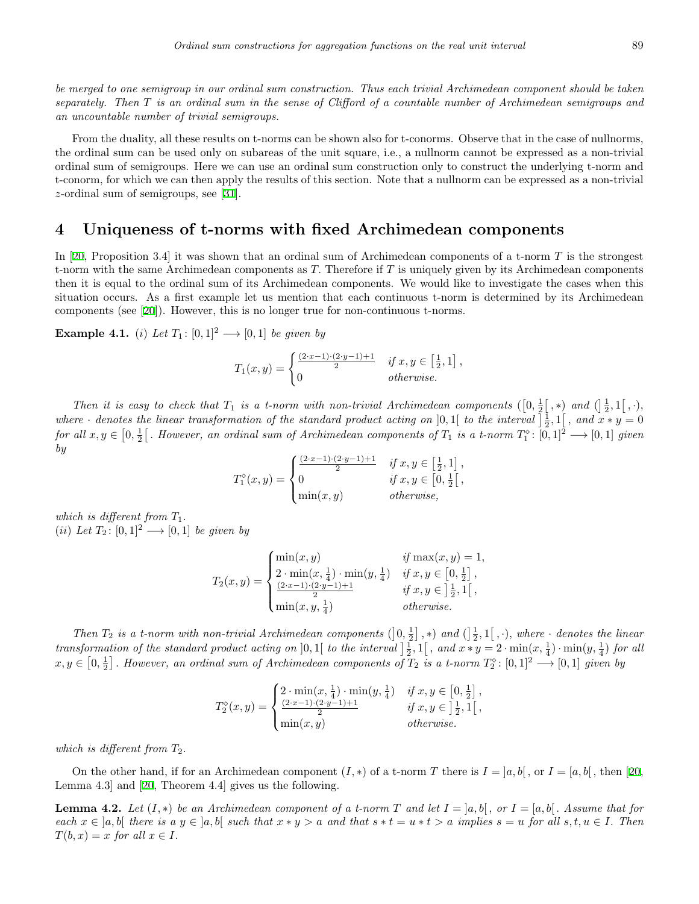*be merged to one semigroup in our ordinal sum construction. Thus each trivial Archimedean component should be taken separately. Then T is an ordinal sum in the sense of Clifford of a countable number of Archimedean semigroups and an uncountable number of trivial semigroups.*

From the duality, all these results on t-norms can be shown also for t-conorms. Observe that in the case of nullnorms, the ordinal sum can be used only on subareas of the unit square, i.e., a nullnorm cannot be expressed as a non-trivial ordinal sum of semigroups. Here we can use an ordinal sum construction only to construct the underlying t-norm and t-conorm, for which we can then apply the results of this section. Note that a nullnorm can be expressed as a non-trivial $z$-ordinal sum of semigroups, see [31].

## 4 Uniqueness of t-norms with fixed Archimedean components

In [20, Proposition 3.4] it was shown that an ordinal sum of Archimedean components of a t-norm $T$ is the strongest t-norm with the same Archimedean components as $T$. Therefore if $T$ is uniquely given by its Archimedean components then it is equal to the ordinal sum of its Archimedean components. We would like to investigate the cases when this situation occurs. As a first example let us mention that each continuous t-norm is determined by its Archimedean components (see [20]). However, this is no longer true for non-continuous t-norms.

**Example 4.1.** *(i) Let $T_1\colon [0,1]^2 \longrightarrow [0,1]$ be given by*

$$T_1(x,y) = \begin{cases} \frac{(2\cdot x-1)\cdot(2\cdot y-1)+1}{2} & \text{if } x,y \in \left[\frac{1}{2},1\right], \\ 0 & \text{otherwise.} \end{cases}$$

*Then it is easy to check that $T_1$ is a t-norm with non-trivial Archimedean components $(\left[0,\frac{1}{2}\right[,*)$ and $(\left]\frac{1}{2},1\right[,\cdot)$, where $\cdot$ denotes the linear transformation of the standard product acting on $]0,1[$ to the interval $\left]\frac{1}{2},1\right[$, and $x*y=0$ for all $x,y \in \left[0,\frac{1}{2}\right[$. However, an ordinal sum of Archimedean components of $T_1$ is a t-norm $T_1^\diamond\colon [0,1]^2 \longrightarrow [0,1]$ given by*

$$T_1^\diamond(x,y) = \begin{cases} \frac{(2\cdot x-1)\cdot(2\cdot y-1)+1}{2} & \text{if } x,y \in \left[\frac{1}{2},1\right], \\ 0 & \text{if } x,y \in \left[0,\frac{1}{2}\right[, \\ \min(x,y) & \text{otherwise,} \end{cases}$$

*which is different from $T_1$.*
*(ii) Let $T_2\colon [0,1]^2 \longrightarrow [0,1]$ be given by*

$$T_2(x,y) = \begin{cases} \min(x,y) & \text{if } \max(x,y)=1, \\ 2\cdot\min(x,\frac{1}{4})\cdot\min(y,\frac{1}{4}) & \text{if } x,y \in \left[0,\frac{1}{2}\right], \\ \frac{(2\cdot x-1)\cdot(2\cdot y-1)+1}{2} & \text{if } x,y \in \left]\frac{1}{2},1\right[, \\ \min(x,y,\frac{1}{4}) & \text{otherwise.} \end{cases}$$

*Then $T_2$ is a t-norm with non-trivial Archimedean components $(\left]0,\frac{1}{2}\right],*)$ and $(\left]\frac{1}{2},1\right[,\cdot)$, where $\cdot$ denotes the linear transformation of the standard product acting on $]0,1[$ to the interval $\left]\frac{1}{2},1\right[$, and $x*y = 2\cdot\min(x,\frac{1}{4})\cdot\min(y,\frac{1}{4})$ for all $x,y \in \left[0,\frac{1}{2}\right]$. However, an ordinal sum of Archimedean components of $T_2$ is a t-norm $T_2^\diamond\colon [0,1]^2 \longrightarrow [0,1]$ given by*

$$T_2^\diamond(x,y) = \begin{cases} 2\cdot\min(x,\frac{1}{4})\cdot\min(y,\frac{1}{4}) & \text{if } x,y \in \left[0,\frac{1}{2}\right], \\ \frac{(2\cdot x-1)\cdot(2\cdot y-1)+1}{2} & \text{if } x,y \in \left]\frac{1}{2},1\right[, \\ \min(x,y) & \text{otherwise.} \end{cases}$$

*which is different from $T_2$.*

On the other hand, if for an Archimedean component $(I,*)$ of a t-norm $T$ there is $I = ]a,b[$, or $I=[a,b[$, then [20, Lemma 4.3] and [20, Theorem 4.4] gives us the following.

**Lemma 4.2.** *Let $(I,*)$ be an Archimedean component of a t-norm $T$ and let $I=]a,b[$, or $I=[a,b[$. Assume that for each $x \in ]a,b[$ there is a $y \in ]a,b[$ such that $x*y>a$ and that $s*t=u*t>a$ implies $s=u$ for all $s,t,u \in I$. Then $T(b,x)=x$ for all $x \in I$.*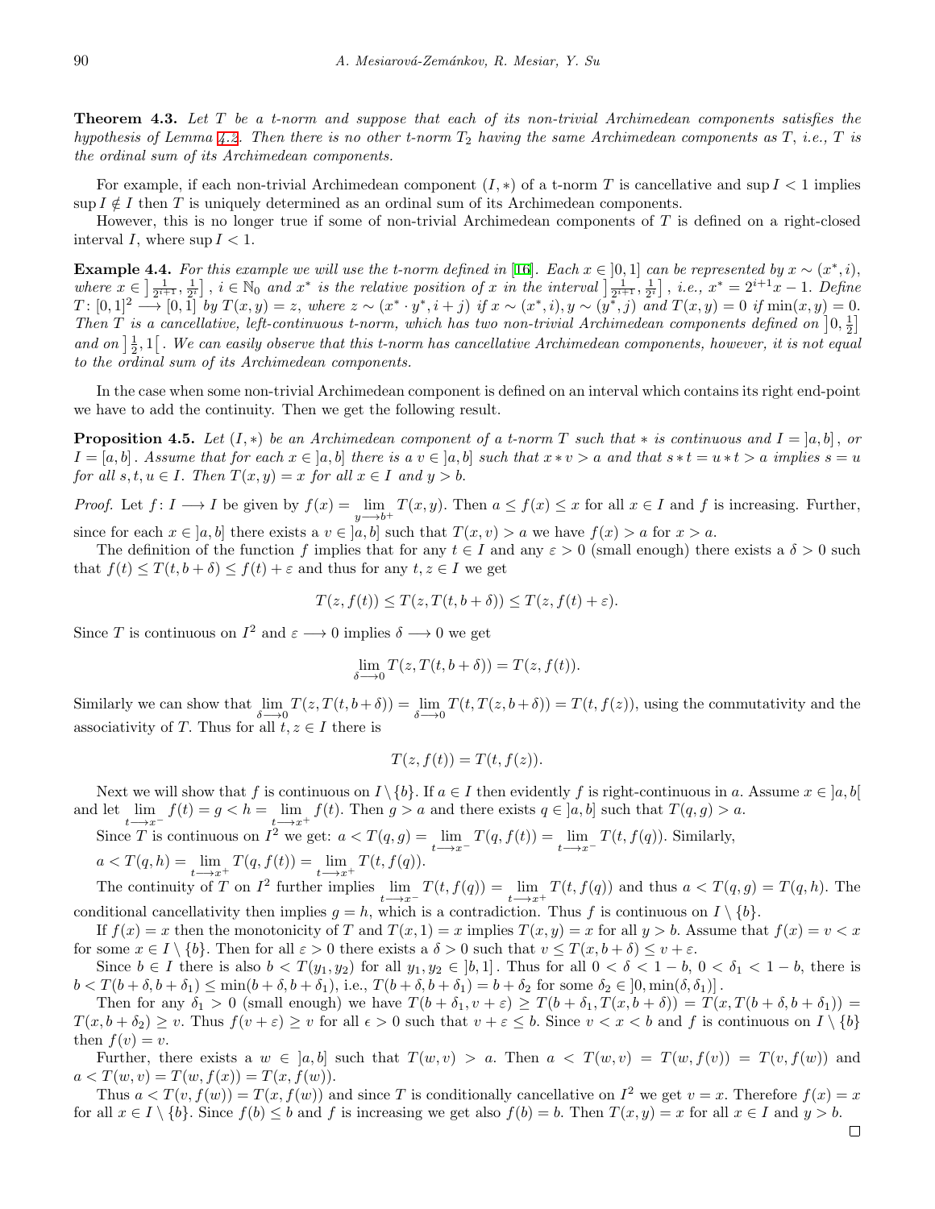**Theorem 4.3.** *Let $T$ be a t-norm and suppose that each of its non-trivial Archimedean components satisfies the hypothesis of Lemma 4.2. Then there is no other t-norm $T_2$ having the same Archimedean components as $T$, i.e., $T$ is the ordinal sum of its Archimedean components.*

For example, if each non-trivial Archimedean component $(I, *)$ of a t-norm $T$ is cancellative and $\sup I < 1$ implies $\sup I \notin I$ then $T$ is uniquely determined as an ordinal sum of its Archimedean components.

However, this is no longer true if some of non-trivial Archimedean components of $T$ is defined on a right-closed interval $I$, where $\sup I < 1$.

**Example 4.4.** *For this example we will use the t-norm defined in [16]. Each $x \in \left]0,1\right]$ can be represented by $x \sim (x^*, i)$, where $x \in \left]\frac{1}{2^{i+1}}, \frac{1}{2^i}\right]$, $i \in \mathbb{N}_0$ and $x^*$ is the relative position of $x$ in the interval $\left]\frac{1}{2^{i+1}}, \frac{1}{2^i}\right]$, i.e., $x^* = 2^{i+1}x - 1$. Define $T\colon [0,1]^2 \longrightarrow [0,1]$ by $T(x,y) = z$, where $z \sim (x^* \cdot y^*, i+j)$ if $x \sim (x^*, i), y \sim (y^*, j)$ and $T(x,y) = 0$ if $\min(x,y) = 0$. Then $T$ is a cancellative, left-continuous t-norm, which has two non-trivial Archimedean components defined on $\left]0, \frac{1}{2}\right]$ and on $\left]\frac{1}{2}, 1\right[$. We can easily observe that this t-norm has cancellative Archimedean components, however, it is not equal to the ordinal sum of its Archimedean components.*

In the case when some non-trivial Archimedean component is defined on an interval which contains its right end-point we have to add the continuity. Then we get the following result.

**Proposition 4.5.** *Let $(I, *)$ be an Archimedean component of a t-norm $T$ such that $*$ is continuous and $I = \left]a,b\right]$, or $I = [a,b]$. Assume that for each $x \in \left]a,b\right]$ there is a $v \in \left]a,b\right]$ such that $x * v > a$ and that $s * t = u * t > a$ implies $s = u$ for all $s,t,u \in I$. Then $T(x,y) = x$ for all $x \in I$ and $y > b$.*

*Proof.* Let $f\colon I \longrightarrow I$ be given by $f(x) = \lim\limits_{y \longrightarrow b^+} T(x,y)$. Then $a \le f(x) \le x$ for all $x \in I$ and $f$ is increasing. Further, since for each $x \in \left]a,b\right]$ there exists a $v \in \left]a,b\right]$ such that $T(x,v) > a$ we have $f(x) > a$ for $x > a$.

The definition of the function $f$ implies that for any $t \in I$ and any $\varepsilon > 0$ (small enough) there exists a $\delta > 0$ such that $f(t) \le T(t, b+\delta) \le f(t) + \varepsilon$ and thus for any $t, z \in I$ we get

$$T(z, f(t)) \le T(z, T(t, b+\delta)) \le T(z, f(t) + \varepsilon).$$

Since $T$ is continuous on $I^2$ and $\varepsilon \longrightarrow 0$ implies $\delta \longrightarrow 0$ we get

$$\lim_{\delta \longrightarrow 0} T(z, T(t, b+\delta)) = T(z, f(t)).$$

Similarly we can show that $\lim\limits_{\delta \longrightarrow 0} T(z, T(t, b+\delta)) = \lim\limits_{\delta \longrightarrow 0} T(t, T(z, b+\delta)) = T(t, f(z))$, using the commutativity and the associativity of $T$. Thus for all $t, z \in I$ there is

$$T(z, f(t)) = T(t, f(z)).$$

Next we will show that $f$ is continuous on $I \setminus \{b\}$. If $a \in I$ then evidently $f$ is right-continuous in $a$. Assume $x \in \left]a,b\right[$ and let $\lim\limits_{t \longrightarrow x^-} f(t) = g < h = \lim\limits_{t \longrightarrow x^+} f(t)$. Then $g > a$ and there exists $q \in \left]a,b\right]$ such that $T(q,g) > a$.

Since $T$ is continuous on $I^2$ we get: $a < T(q,g) = \lim\limits_{t \longrightarrow x^-} T(q, f(t)) = \lim\limits_{t \longrightarrow x^-} T(t, f(q))$. Similarly, $a < T(q,h) = \lim\limits_{t \longrightarrow x^+} T(q, f(t)) = \lim\limits_{t \longrightarrow x^+} T(t, f(q))$.

The continuity of $T$ on $I^2$ further implies $\lim\limits_{t \longrightarrow x^-} T(t, f(q)) = \lim\limits_{t \longrightarrow x^+} T(t, f(q))$ and thus $a < T(q,g) = T(q,h)$. The conditional cancellativity then implies $g = h$, which is a contradiction. Thus $f$ is continuous on $I \setminus \{b\}$.

If $f(x) = x$ then the monotonicity of $T$ and $T(x,1) = x$ implies $T(x,y) = x$ for all $y > b$. Assume that $f(x) = v < x$ for some $x \in I \setminus \{b\}$. Then for all $\varepsilon > 0$ there exists a $\delta > 0$ such that $v \le T(x, b+\delta) \le v + \varepsilon$.

Since $b \in I$ there is also $b < T(y_1, y_2)$ for all $y_1, y_2 \in \left]b,1\right]$. Thus for all $0 < \delta < 1-b$, $0 < \delta_1 < 1-b$, there is $b < T(b+\delta, b+\delta_1) \le \min(b+\delta, b+\delta_1)$, i.e., $T(b+\delta, b+\delta_1) = b + \delta_2$ for some $\delta_2 \in \left]0, \min(\delta, \delta_1)\right]$.

Then for any $\delta_1 > 0$ (small enough) we have $T(b+\delta_1, v+\varepsilon) \ge T(b+\delta_1, T(x, b+\delta)) = T(x, T(b+\delta, b+\delta_1)) = T(x, b+\delta_2) \ge v$. Thus $f(v+\varepsilon) \ge v$ for all $\epsilon > 0$ such that $v + \varepsilon \le b$. Since $v < x < b$ and $f$ is continuous on $I \setminus \{b\}$ then $f(v) = v$.

Further, there exists a $w \in \left]a,b\right]$ such that $T(w,v) > a$. Then $a < T(w,v) = T(w, f(v)) = T(v, f(w))$ and $a < T(w,v) = T(w, f(x)) = T(x, f(w))$.

Thus $a < T(v, f(w)) = T(x, f(w))$ and since $T$ is conditionally cancellative on $I^2$ we get $v = x$. Therefore $f(x) = x$ for all $x \in I \setminus \{b\}$. Since $f(b) \le b$ and $f$ is increasing we get also $f(b) = b$. Then $T(x,y) = x$ for all $x \in I$ and $y > b$.

□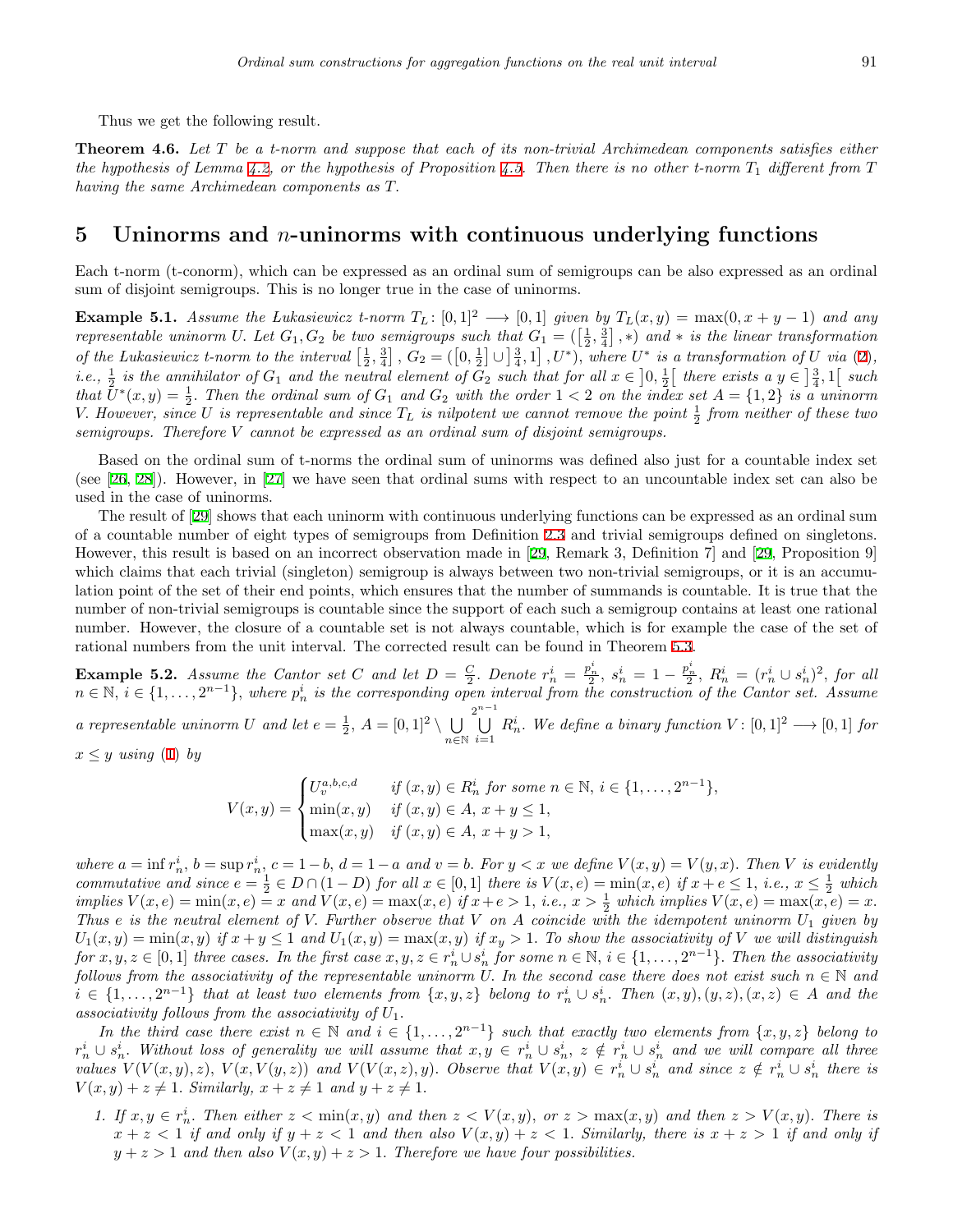Thus we get the following result.

**Theorem 4.6.** *Let $T$ be a t-norm and suppose that each of its non-trivial Archimedean components satisfies either the hypothesis of Lemma 4.2, or the hypothesis of Proposition 4.5. Then there is no other t-norm $T_1$ different from $T$ having the same Archimedean components as $T$.*

## 5 Uninorms and $n$-uninorms with continuous underlying functions

Each t-norm (t-conorm), which can be expressed as an ordinal sum of semigroups can be also expressed as an ordinal sum of disjoint semigroups. This is no longer true in the case of uninorms.

**Example 5.1.** *Assume the Lukasiewicz t-norm $T_L\colon [0,1]^2 \longrightarrow [0,1]$ given by $T_L(x,y) = \max(0, x+y-1)$ and any representable uninorm $U$. Let $G_1, G_2$ be two semigroups such that $G_1 = (\left[\frac{1}{2}, \frac{3}{4}\right], *)$ and $*$ is the linear transformation of the Lukasiewicz t-norm to the interval $\left[\frac{1}{2}, \frac{3}{4}\right]$, $G_2 = (\left[0, \frac{1}{2}\right] \cup \left]\frac{3}{4}, 1\right], U^*)$, where $U^*$ is a transformation of $U$ via (2), i.e., $\frac{1}{2}$ is the annihilator of $G_1$ and the neutral element of $G_2$ such that for all $x \in \left]0, \frac{1}{2}\right[$ there exists a $y \in \left]\frac{3}{4}, 1\right[$ such that $U^*(x,y) = \frac{1}{2}$. Then the ordinal sum of $G_1$ and $G_2$ with the order $1 < 2$ on the index set $A = \{1, 2\}$ is a uninorm $V$. However, since $U$ is representable and since $T_L$ is nilpotent we cannot remove the point $\frac{1}{2}$ from neither of these two semigroups. Therefore $V$ cannot be expressed as an ordinal sum of disjoint semigroups.*

Based on the ordinal sum of t-norms the ordinal sum of uninorms was defined also just for a countable index set (see [26, 28]). However, in [27] we have seen that ordinal sums with respect to an uncountable index set can also be used in the case of uninorms.

The result of [29] shows that each uninorm with continuous underlying functions can be expressed as an ordinal sum of a countable number of eight types of semigroups from Definition 2.3 and trivial semigroups defined on singletons. However, this result is based on an incorrect observation made in [29, Remark 3, Definition 7] and [29, Proposition 9] which claims that each trivial (singleton) semigroup is always between two non-trivial semigroups, or it is an accumulation point of the set of their end points, which ensures that the number of summands is countable. It is true that the number of non-trivial semigroups is countable since the support of each such a semigroup contains at least one rational number. However, the closure of a countable set is not always countable, which is for example the case of the set of rational numbers from the unit interval. The corrected result can be found in Theorem 5.3.

**Example 5.2.** *Assume the Cantor set $C$ and let $D = \frac{C}{2}$. Denote $r_n^i = \frac{p_n^i}{2}$, $s_n^i = 1 - \frac{p_n^i}{2}$, $R_n^i = (r_n^i \cup s_n^i)^2$, for all $n \in \mathbb{N}$, $i \in \{1, \ldots, 2^{n-1}\}$, where $p_n^i$ is the corresponding open interval from the construction of the Cantor set. Assume a representable uninorm $U$ and let $e = \frac{1}{2}$, $A = [0,1]^2 \setminus \bigcup_{n\in\mathbb{N}} \bigcup_{i=1}^{2^{n-1}} R_n^i$. We define a binary function $V\colon [0,1]^2 \longrightarrow [0,1]$ for $x \leq y$ using (1) by*

$$
V(x,y) = \begin{cases} U_v^{a,b,c,d} & \text{if } (x,y) \in R_n^i \text{ for some } n \in \mathbb{N},\ i \in \{1, \ldots, 2^{n-1}\}, \\ \min(x,y) & \text{if } (x,y) \in A,\ x+y \leq 1, \\ \max(x,y) & \text{if } (x,y) \in A,\ x+y > 1, \end{cases}
$$

*where $a = \inf r_n^i$, $b = \sup r_n^i$, $c = 1-b$, $d = 1-a$ and $v = b$. For $y < x$ we define $V(x,y) = V(y,x)$. Then $V$ is evidently commutative and since $e = \frac{1}{2} \in D \cap (1-D)$ for all $x \in [0,1]$ there is $V(x,e) = \min(x,e)$ if $x + e \leq 1$, i.e., $x \leq \frac{1}{2}$ which implies $V(x,e) = \min(x,e) = x$ and $V(x,e) = \max(x,e)$ if $x + e > 1$, i.e., $x > \frac{1}{2}$ which implies $V(x,e) = \max(x,e) = x$. Thus $e$ is the neutral element of $V$. Further observe that $V$ on $A$ coincide with the idempotent uninorm $U_1$ given by $U_1(x,y) = \min(x,y)$ if $x+y \leq 1$ and $U_1(x,y) = \max(x,y)$ if $x_y > 1$. To show the associativity of $V$ we will distinguish for $x,y,z \in [0,1]$ three cases. In the first case $x,y,z \in r_n^i \cup s_n^i$ for some $n \in \mathbb{N}$, $i \in \{1, \ldots, 2^{n-1}\}$. Then the associativity follows from the associativity of the representable uninorm $U$. In the second case there does not exist such $n \in \mathbb{N}$ and $i \in \{1, \ldots, 2^{n-1}\}$ that at least two elements from $\{x,y,z\}$ belong to $r_n^i \cup s_n^i$. Then $(x,y), (y,z), (x,z) \in A$ and the associativity follows from the associativity of $U_1$.*

*In the third case there exist $n \in \mathbb{N}$ and $i \in \{1, \ldots, 2^{n-1}\}$ such that exactly two elements from $\{x,y,z\}$ belong to $r_n^i \cup s_n^i$. Without loss of generality we will assume that $x,y \in r_n^i \cup s_n^i$, $z \notin r_n^i \cup s_n^i$ and we will compare all three values $V(V(x,y),z)$, $V(x, V(y,z))$ and $V(V(x,z),y)$. Observe that $V(x,y) \in r_n^i \cup s_n^i$ and since $z \notin r_n^i \cup s_n^i$ there is $V(x,y) + z \neq 1$. Similarly, $x + z \neq 1$ and $y + z \neq 1$.*

1. *If $x, y \in r_n^i$. Then either $z < \min(x,y)$ and then $z < V(x,y)$, or $z > \max(x,y)$ and then $z > V(x,y)$. There is $x + z < 1$ if and only if $y + z < 1$ and then also $V(x,y) + z < 1$. Similarly, there is $x + z > 1$ if and only if $y + z > 1$ and then also $V(x,y) + z > 1$. Therefore we have four possibilities.*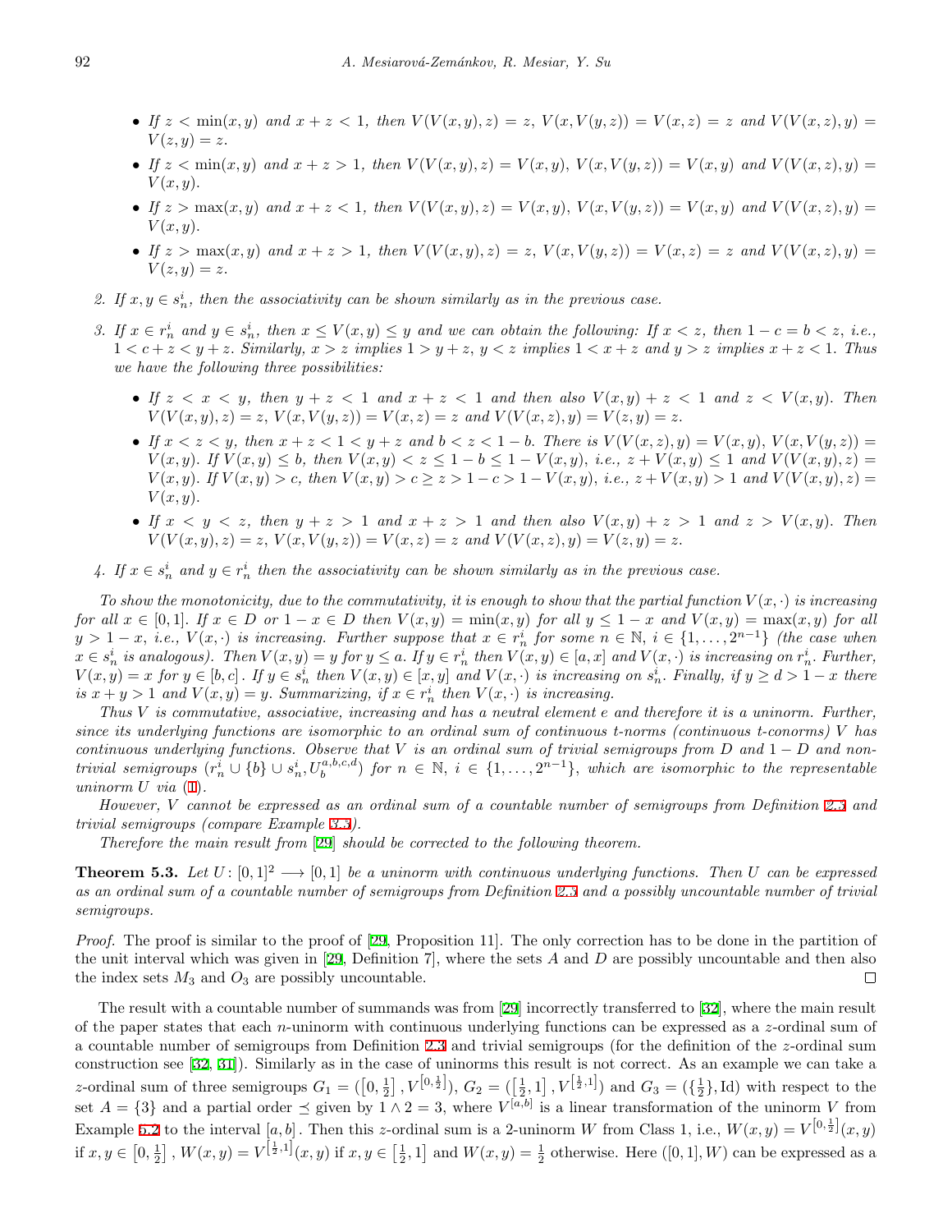- *If $z < \min(x, y)$ and $x + z < 1$, then $V(V(x, y), z) = z$, $V(x, V(y, z)) = V(x, z) = z$ and $V(V(x, z), y) = V(z, y) = z$.*
- *If $z < \min(x, y)$ and $x + z > 1$, then $V(V(x, y), z) = V(x, y)$, $V(x, V(y, z)) = V(x, y)$ and $V(V(x, z), y) = V(x, y)$.*
- *If $z > \max(x, y)$ and $x + z < 1$, then $V(V(x, y), z) = V(x, y)$, $V(x, V(y, z)) = V(x, y)$ and $V(V(x, z), y) = V(x, y)$.*
- *If $z > \max(x, y)$ and $x + z > 1$, then $V(V(x, y), z) = z$, $V(x, V(y, z)) = V(x, z) = z$ and $V(V(x, z), y) = V(z, y) = z$.*

2. *If $x, y \in s_n^i$, then the associativity can be shown similarly as in the previous case.*

3. *If $x \in r_n^i$ and $y \in s_n^i$, then $x \leq V(x, y) \leq y$ and we can obtain the following: If $x < z$, then $1 - c = b < z$, i.e., $1 < c + z < y + z$. Similarly, $x > z$ implies $1 > y + z$, $y < z$ implies $1 < x + z$ and $y > z$ implies $x + z < 1$. Thus we have the following three possibilities:*
   - *If $z < x < y$, then $y + z < 1$ and $x + z < 1$ and then also $V(x, y) + z < 1$ and $z < V(x, y)$. Then $V(V(x, y), z) = z$, $V(x, V(y, z)) = V(x, z) = z$ and $V(V(x, z), y) = V(z, y) = z$.*
   - *If $x < z < y$, then $x + z < 1 < y + z$ and $b < z < 1 - b$. There is $V(V(x, z), y) = V(x, y)$, $V(x, V(y, z)) = V(x, y)$. If $V(x, y) \leq b$, then $V(x, y) < z \leq 1 - b \leq 1 - V(x, y)$, i.e., $z + V(x, y) \leq 1$ and $V(V(x, y), z) = V(x, y)$. If $V(x, y) > c$, then $V(x, y) > c \geq z > 1 - c > 1 - V(x, y)$, i.e., $z + V(x, y) > 1$ and $V(V(x, y), z) = V(x, y)$.*
   - *If $x < y < z$, then $y + z > 1$ and $x + z > 1$ and then also $V(x, y) + z > 1$ and $z > V(x, y)$. Then $V(V(x, y), z) = z$, $V(x, V(y, z)) = V(x, z) = z$ and $V(V(x, z), y) = V(z, y) = z$.*

4. *If $x \in s_n^i$ and $y \in r_n^i$ then the associativity can be shown similarly as in the previous case.*

*To show the monotonicity, due to the commutativity, it is enough to show that the partial function $V(x, \cdot)$ is increasing for all $x \in [0, 1]$. If $x \in D$ or $1 - x \in D$ then $V(x, y) = \min(x, y)$ for all $y \leq 1 - x$ and $V(x, y) = \max(x, y)$ for all $y > 1 - x$, i.e., $V(x, \cdot)$ is increasing. Further suppose that $x \in r_n^i$ for some $n \in \mathbb{N}$, $i \in \{1, \ldots, 2^{n-1}\}$ (the case when $x \in s_n^i$ is analogous). Then $V(x, y) = y$ for $y \leq a$. If $y \in r_n^i$ then $V(x, y) \in [a, x]$ and $V(x, \cdot)$ is increasing on $r_n^i$. Further, $V(x, y) = x$ for $y \in [b, c]$. If $y \in s_n^i$ then $V(x, y) \in [x, y]$ and $V(x, \cdot)$ is increasing on $s_n^i$. Finally, if $y \geq d > 1 - x$ there is $x + y > 1$ and $V(x, y) = y$. Summarizing, if $x \in r_n^i$ then $V(x, \cdot)$ is increasing.*

*Thus $V$ is commutative, associative, increasing and has a neutral element $e$ and therefore it is a uninorm. Further, since its underlying functions are isomorphic to an ordinal sum of continuous t-norms (continuous t-conorms) $V$ has continuous underlying functions. Observe that $V$ is an ordinal sum of trivial semigroups from $D$ and $1 - D$ and non-trivial semigroups $(r_n^i \cup \{b\} \cup s_n^i, U_b^{a,b,c,d})$ for $n \in \mathbb{N}$, $i \in \{1, \ldots, 2^{n-1}\}$, which are isomorphic to the representable uninorm $U$ via (1).*

*However, $V$ cannot be expressed as an ordinal sum of a countable number of semigroups from Definition 2.5 and trivial semigroups (compare Example 3.5).*

*Therefore the main result from [29] should be corrected to the following theorem.*

**Theorem 5.3.** *Let $U: [0, 1]^2 \longrightarrow [0, 1]$ be a uninorm with continuous underlying functions. Then $U$ can be expressed as an ordinal sum of a countable number of semigroups from Definition 2.5 and a possibly uncountable number of trivial semigroups.*

*Proof.* The proof is similar to the proof of [29, Proposition 11]. The only correction has to be done in the partition of the unit interval which was given in [29, Definition 7], where the sets $A$ and $D$ are possibly uncountable and then also the index sets $M_3$ and $O_3$ are possibly uncountable. □

The result with a countable number of summands was from [29] incorrectly transferred to [32], where the main result of the paper states that each $n$-uninorm with continuous underlying functions can be expressed as a $z$-ordinal sum of a countable number of semigroups from Definition 2.3 and trivial semigroups (for the definition of the $z$-ordinal sum construction see [32, 31]). Similarly as in the case of uninorms this result is not correct. As an example we can take a $z$-ordinal sum of three semigroups $G_1 = ([0, \frac{1}{2}], V^{[0, \frac{1}{2}]})$, $G_2 = ([\frac{1}{2}, 1], V^{[\frac{1}{2}, 1]})$ and $G_3 = (\{\frac{1}{2}\}, \mathrm{Id})$ with respect to the set $A = \{3\}$ and a partial order $\preceq$ given by $1 \wedge 2 = 3$, where $V^{[a,b]}$ is a linear transformation of the uninorm $V$ from Example 5.2 to the interval $[a, b]$. Then this $z$-ordinal sum is a 2-uninorm $W$ from Class 1, i.e., $W(x, y) = V^{[0, \frac{1}{2}]}(x, y)$ if $x, y \in [0, \frac{1}{2}]$, $W(x, y) = V^{[\frac{1}{2}, 1]}(x, y)$ if $x, y \in [\frac{1}{2}, 1]$ and $W(x, y) = \frac{1}{2}$ otherwise. Here $([0, 1], W)$ can be expressed as a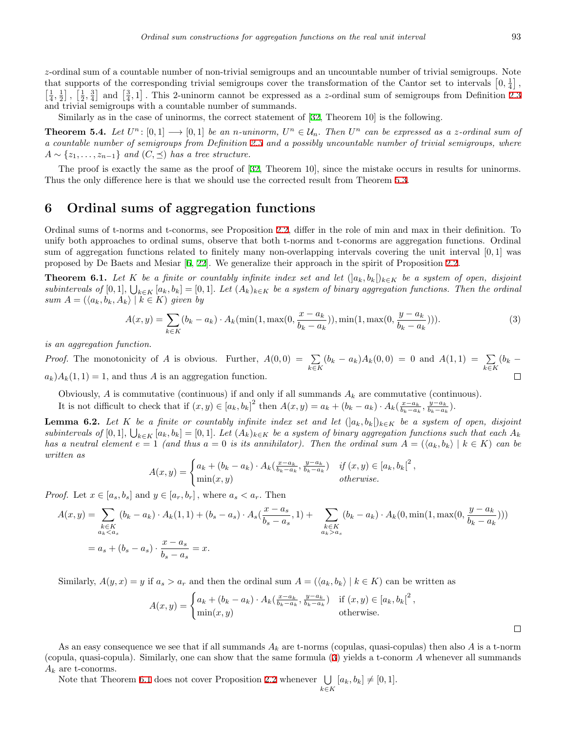$z$-ordinal sum of a countable number of non-trivial semigroups and an uncountable number of trivial semigroups. Note that supports of the corresponding trivial semigroups cover the transformation of the Cantor set to intervals $\left[0, \frac{1}{4}\right]$, $\left[\frac{1}{4}, \frac{1}{2}\right]$, $\left[\frac{1}{2}, \frac{3}{4}\right]$ and $\left[\frac{3}{4}, 1\right]$. This 2-uninorm cannot be expressed as a $z$-ordinal sum of semigroups from Definition 2.3 and trivial semigroups with a countable number of summands.

Similarly as in the case of uninorms, the correct statement of [32, Theorem 10] is the following.

**Theorem 5.4.** *Let $U^n \colon [0,1] \longrightarrow [0,1]$ be an $n$-uninorm, $U^n \in \mathcal{U}_n$. Then $U^n$ can be expressed as a $z$-ordinal sum of a countable number of semigroups from Definition 2.3 and a possibly uncountable number of trivial semigroups, where $A \sim \{z_1, \ldots, z_{n-1}\}$ and $(C, \preceq)$ has a tree structure.*

The proof is exactly the same as the proof of [32, Theorem 10], since the mistake occurs in results for uninorms. Thus the only difference here is that we should use the corrected result from Theorem 5.3.

## 6 Ordinal sums of aggregation functions

Ordinal sums of t-norms and t-conorms, see Proposition 2.2, differ in the role of min and max in their definition. To unify both approaches to ordinal sums, observe that both t-norms and t-conorms are aggregation functions. Ordinal sum of aggregation functions related to finitely many non-overlapping intervals covering the unit interval $[0,1]$ was proposed by De Baets and Mesiar [6, 22]. We generalize their approach in the spirit of Proposition 2.2.

**Theorem 6.1.** *Let $K$ be a finite or countably infinite index set and let $(]a_k, b_k[)_{k\in K}$ be a system of open, disjoint subintervals of $[0,1]$, $\bigcup_{k\in K} [a_k, b_k] = [0,1]$. Let $(A_k)_{k\in K}$ be a system of binary aggregation functions. Then the ordinal sum $A = (\langle a_k, b_k, A_k\rangle \mid k \in K)$ given by*

$$A(x,y) = \sum_{k\in K} (b_k - a_k) \cdot A_k(\min(1, \max(0, \frac{x - a_k}{b_k - a_k})), \min(1, \max(0, \frac{y - a_k}{b_k - a_k}))). \tag{3}$$

*is an aggregation function.*

*Proof.* The monotonicity of $A$ is obvious. Further, $A(0,0) = \sum_{k\in K} (b_k - a_k)A_k(0,0) = 0$ and $A(1,1) = \sum_{k\in K} (b_k - a_k)A_k(1,1) = 1$, and thus $A$ is an aggregation function. □

Obviously, $A$ is commutative (continuous) if and only if all summands $A_k$ are commutative (continuous).

It is not difficult to check that if $(x,y) \in [a_k, b_k]^2$ then $A(x,y) = a_k + (b_k - a_k) \cdot A_k(\frac{x-a_k}{b_k-a_k}, \frac{y-a_k}{b_k-a_k})$.

**Lemma 6.2.** *Let $K$ be a finite or countably infinite index set and let $(]a_k, b_k[)_{k\in K}$ be a system of open, disjoint subintervals of $[0,1]$, $\bigcup_{k\in K} [a_k, b_k] = [0,1]$. Let $(A_k)_{k\in K}$ be a system of binary aggregation functions such that each $A_k$ has a neutral element $e = 1$ (and thus $a = 0$ is its annihilator). Then the ordinal sum $A = (\langle a_k, b_k\rangle \mid k \in K)$ can be written as*

$$A(x,y) = \begin{cases} a_k + (b_k - a_k) \cdot A_k(\frac{x-a_k}{b_k-a_k}, \frac{y-a_k}{b_k-a_k}) & \text{if } (x,y) \in [a_k, b_k[^2, \\ \min(x,y) & \text{otherwise.} \end{cases}$$

*Proof.* Let $x \in [a_s, b_s]$ and $y \in [a_r, b_r]$, where $a_s < a_r$. Then

$$\begin{aligned} A(x,y) &= \sum_{\substack{k\in K \\ a_k < a_s}} (b_k - a_k) \cdot A_k(1,1) + (b_s - a_s) \cdot A_s(\frac{x - a_s}{b_s - a_s}, 1) + \sum_{\substack{k\in K \\ a_k > a_s}} (b_k - a_k) \cdot A_k(0, \min(1, \max(0, \frac{y - a_k}{b_k - a_k}))) \\ &= a_s + (b_s - a_s) \cdot \frac{x - a_s}{b_s - a_s} = x. \end{aligned}$$

Similarly, $A(y,x) = y$ if $a_s > a_r$ and then the ordinal sum $A = (\langle a_k, b_k\rangle \mid k \in K)$ can be written as

$$A(x,y) = \begin{cases} a_k + (b_k - a_k) \cdot A_k(\frac{x-a_k}{b_k-a_k}, \frac{y-a_k}{b_k-a_k}) & \text{if } (x,y) \in [a_k, b_k[^2, \\ \min(x,y) & \text{otherwise.} \end{cases}$$

□

As an easy consequence we see that if all summands $A_k$ are t-norms (copulas, quasi-copulas) then also $A$ is a t-norm (copula, quasi-copula). Similarly, one can show that the same formula (3) yields a t-conorm $A$ whenever all summands $A_k$ are t-conorms.

Note that Theorem 6.1 does not cover Proposition 2.2 whenever $\bigcup_{k\in K} [a_k, b_k] \neq [0,1]$.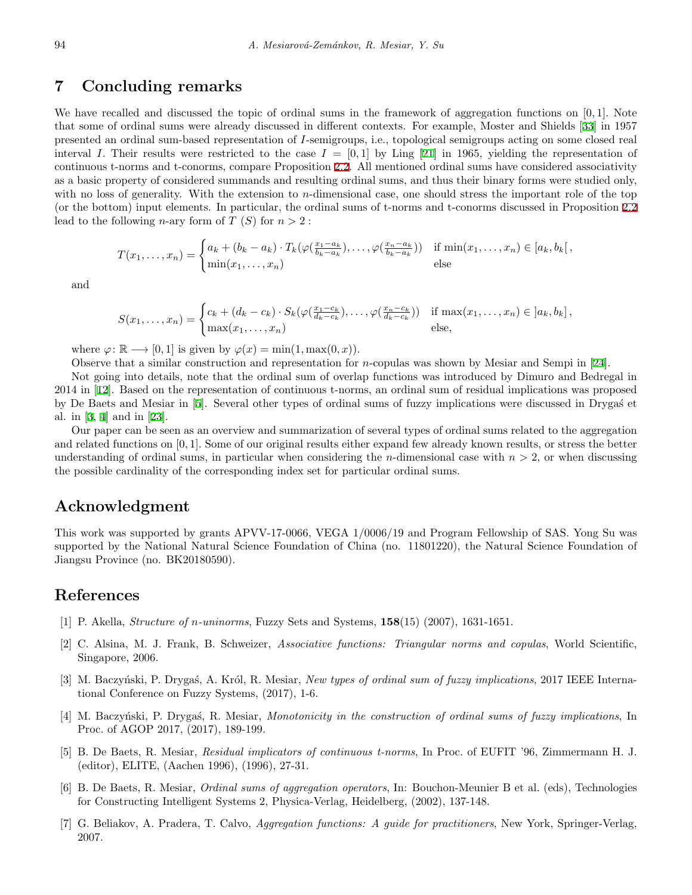## 7 Concluding remarks

We have recalled and discussed the topic of ordinal sums in the framework of aggregation functions on $[0,1]$. Note that some of ordinal sums were already discussed in different contexts. For example, Moster and Shields [33] in 1957 presented an ordinal sum-based representation of $I$-semigroups, i.e., topological semigroups acting on some closed real interval $I$. Their results were restricted to the case $I = [0,1]$ by Ling [21] in 1965, yielding the representation of continuous t-norms and t-conorms, compare Proposition 2.2. All mentioned ordinal sums have considered associativity as a basic property of considered summands and resulting ordinal sums, and thus their binary forms were studied only, with no loss of generality. With the extension to $n$-dimensional case, one should stress the important role of the top (or the bottom) input elements. In particular, the ordinal sums of t-norms and t-conorms discussed in Proposition 2.2 lead to the following $n$-ary form of $T$ ($S$) for $n > 2$ :

$$T(x_1,\ldots,x_n) = \begin{cases} a_k + (b_k - a_k)\cdot T_k(\varphi(\frac{x_1-a_k}{b_k-a_k}),\ldots,\varphi(\frac{x_n-a_k}{b_k-a_k})) & \text{if } \min(x_1,\ldots,x_n) \in [a_k, b_k[\,, \\ \min(x_1,\ldots,x_n) & \text{else} \end{cases}$$

and

$$S(x_1,\ldots,x_n) = \begin{cases} c_k + (d_k - c_k)\cdot S_k(\varphi(\frac{x_1-c_k}{d_k-c_k}),\ldots,\varphi(\frac{x_n-c_k}{d_k-c_k})) & \text{if } \max(x_1,\ldots,x_n) \in \,]a_k, b_k]\,, \\ \max(x_1,\ldots,x_n) & \text{else,} \end{cases}$$

where $\varphi\colon \mathbb{R} \longrightarrow [0,1]$ is given by $\varphi(x) = \min(1, \max(0,x))$.

Observe that a similar construction and representation for $n$-copulas was shown by Mesiar and Sempi in [24].

Not going into details, note that the ordinal sum of overlap functions was introduced by Dimuro and Bedregal in 2014 in [12]. Based on the representation of continuous t-norms, an ordinal sum of residual implications was proposed by De Baets and Mesiar in [5]. Several other types of ordinal sums of fuzzy implications were discussed in Drygaś et al. in [3, 4] and in [23].

Our paper can be seen as an overview and summarization of several types of ordinal sums related to the aggregation and related functions on $[0,1]$. Some of our original results either expand few already known results, or stress the better understanding of ordinal sums, in particular when considering the $n$-dimensional case with $n > 2$, or when discussing the possible cardinality of the corresponding index set for particular ordinal sums.

## Acknowledgment

This work was supported by grants APVV-17-0066, VEGA 1/0006/19 and Program Fellowship of SAS. Yong Su was supported by the National Natural Science Foundation of China (no. 11801220), the Natural Science Foundation of Jiangsu Province (no. BK20180590).

## References

[1] P. Akella, *Structure of n-uninorms*, Fuzzy Sets and Systems, **158**(15) (2007), 1631-1651.

[2] C. Alsina, M. J. Frank, B. Schweizer, *Associative functions: Triangular norms and copulas*, World Scientific, Singapore, 2006.

[3] M. Baczyński, P. Drygaś, A. Król, R. Mesiar, *New types of ordinal sum of fuzzy implications*, 2017 IEEE International Conference on Fuzzy Systems, (2017), 1-6.

[4] M. Baczyński, P. Drygaś, R. Mesiar, *Monotonicity in the construction of ordinal sums of fuzzy implications*, In Proc. of AGOP 2017, (2017), 189-199.

[5] B. De Baets, R. Mesiar, *Residual implicators of continuous t-norms*, In Proc. of EUFIT '96, Zimmermann H. J. (editor), ELITE, (Aachen 1996), (1996), 27-31.

[6] B. De Baets, R. Mesiar, *Ordinal sums of aggregation operators*, In: Bouchon-Meunier B et al. (eds), Technologies for Constructing Intelligent Systems 2, Physica-Verlag, Heidelberg, (2002), 137-148.

[7] G. Beliakov, A. Pradera, T. Calvo, *Aggregation functions: A guide for practitioners*, New York, Springer-Verlag, 2007.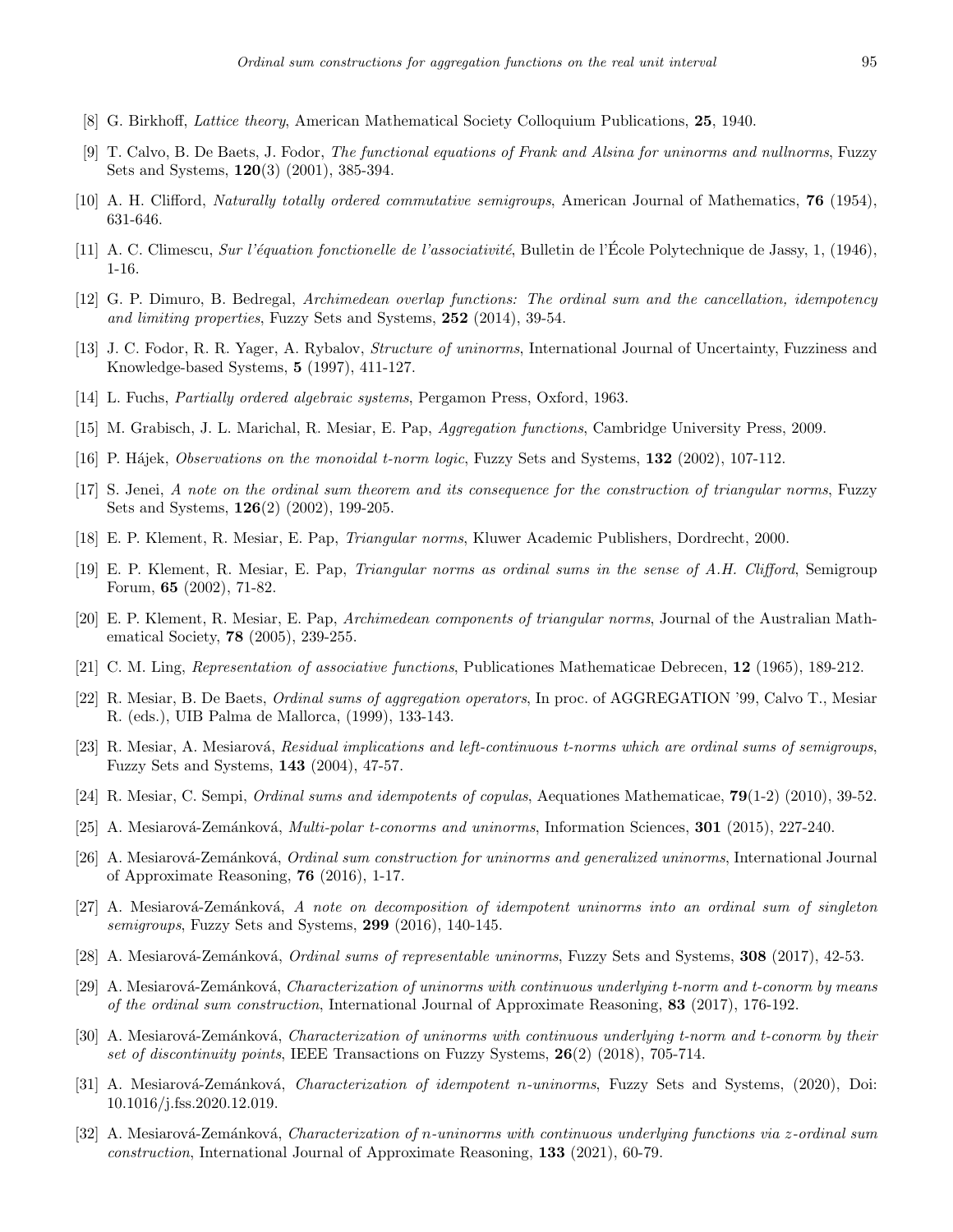[8] G. Birkhoff, *Lattice theory*, American Mathematical Society Colloquium Publications, **25**, 1940.

[9] T. Calvo, B. De Baets, J. Fodor, *The functional equations of Frank and Alsina for uninorms and nullnorms*, Fuzzy Sets and Systems, **120**(3) (2001), 385-394.

[10] A. H. Clifford, *Naturally totally ordered commutative semigroups*, American Journal of Mathematics, **76** (1954), 631-646.

[11] A. C. Climescu, *Sur l'équation fonctionelle de l'associativité*, Bulletin de l'École Polytechnique de Jassy, 1, (1946), 1-16.

[12] G. P. Dimuro, B. Bedregal, *Archimedean overlap functions: The ordinal sum and the cancellation, idempotency and limiting properties*, Fuzzy Sets and Systems, **252** (2014), 39-54.

[13] J. C. Fodor, R. R. Yager, A. Rybalov, *Structure of uninorms*, International Journal of Uncertainty, Fuzziness and Knowledge-based Systems, **5** (1997), 411-127.

[14] L. Fuchs, *Partially ordered algebraic systems*, Pergamon Press, Oxford, 1963.

[15] M. Grabisch, J. L. Marichal, R. Mesiar, E. Pap, *Aggregation functions*, Cambridge University Press, 2009.

[16] P. Hájek, *Observations on the monoidal t-norm logic*, Fuzzy Sets and Systems, **132** (2002), 107-112.

[17] S. Jenei, *A note on the ordinal sum theorem and its consequence for the construction of triangular norms*, Fuzzy Sets and Systems, **126**(2) (2002), 199-205.

[18] E. P. Klement, R. Mesiar, E. Pap, *Triangular norms*, Kluwer Academic Publishers, Dordrecht, 2000.

[19] E. P. Klement, R. Mesiar, E. Pap, *Triangular norms as ordinal sums in the sense of A.H. Clifford*, Semigroup Forum, **65** (2002), 71-82.

[20] E. P. Klement, R. Mesiar, E. Pap, *Archimedean components of triangular norms*, Journal of the Australian Mathematical Society, **78** (2005), 239-255.

[21] C. M. Ling, *Representation of associative functions*, Publicationes Mathematicae Debrecen, **12** (1965), 189-212.

[22] R. Mesiar, B. De Baets, *Ordinal sums of aggregation operators*, In proc. of AGGREGATION '99, Calvo T., Mesiar R. (eds.), UIB Palma de Mallorca, (1999), 133-143.

[23] R. Mesiar, A. Mesiarová, *Residual implications and left-continuous t-norms which are ordinal sums of semigroups*, Fuzzy Sets and Systems, **143** (2004), 47-57.

[24] R. Mesiar, C. Sempi, *Ordinal sums and idempotents of copulas*, Aequationes Mathematicae, **79**(1-2) (2010), 39-52.

[25] A. Mesiarová-Zemánková, *Multi-polar t-conorms and uninorms*, Information Sciences, **301** (2015), 227-240.

[26] A. Mesiarová-Zemánková, *Ordinal sum construction for uninorms and generalized uninorms*, International Journal of Approximate Reasoning, **76** (2016), 1-17.

[27] A. Mesiarová-Zemánková, *A note on decomposition of idempotent uninorms into an ordinal sum of singleton semigroups*, Fuzzy Sets and Systems, **299** (2016), 140-145.

[28] A. Mesiarová-Zemánková, *Ordinal sums of representable uninorms*, Fuzzy Sets and Systems, **308** (2017), 42-53.

[29] A. Mesiarová-Zemánková, *Characterization of uninorms with continuous underlying t-norm and t-conorm by means of the ordinal sum construction*, International Journal of Approximate Reasoning, **83** (2017), 176-192.

[30] A. Mesiarová-Zemánková, *Characterization of uninorms with continuous underlying t-norm and t-conorm by their set of discontinuity points*, IEEE Transactions on Fuzzy Systems, **26**(2) (2018), 705-714.

[31] A. Mesiarová-Zemánková, *Characterization of idempotent n-uninorms*, Fuzzy Sets and Systems, (2020), Doi: 10.1016/j.fss.2020.12.019.

[32] A. Mesiarová-Zemánková, *Characterization of n-uninorms with continuous underlying functions via z-ordinal sum construction*, International Journal of Approximate Reasoning, **133** (2021), 60-79.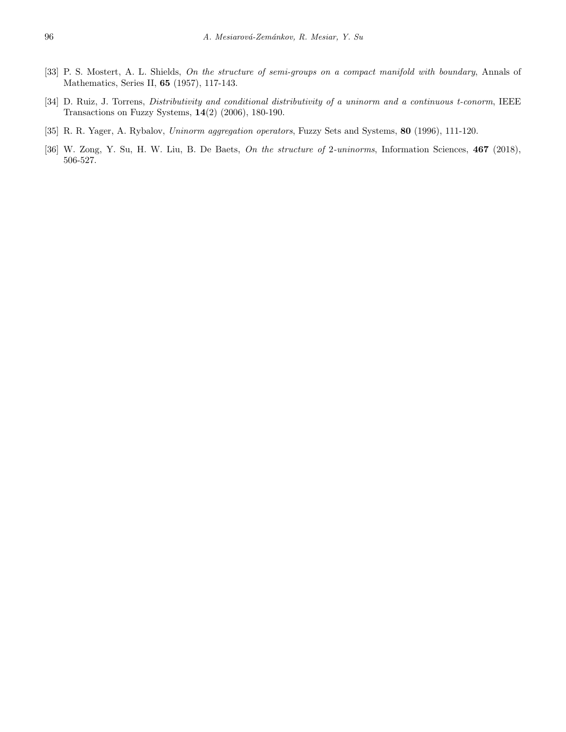[33] P. S. Mostert, A. L. Shields, *On the structure of semi-groups on a compact manifold with boundary*, Annals of Mathematics, Series II, **65** (1957), 117-143.

[34] D. Ruiz, J. Torrens, *Distributivity and conditional distributivity of a uninorm and a continuous t-conorm*, IEEE Transactions on Fuzzy Systems, **14**(2) (2006), 180-190.

[35] R. R. Yager, A. Rybalov, *Uninorm aggregation operators*, Fuzzy Sets and Systems, **80** (1996), 111-120.

[36] W. Zong, Y. Su, H. W. Liu, B. De Baets, *On the structure of* 2*-uninorms*, Information Sciences, **467** (2018), 506-527.